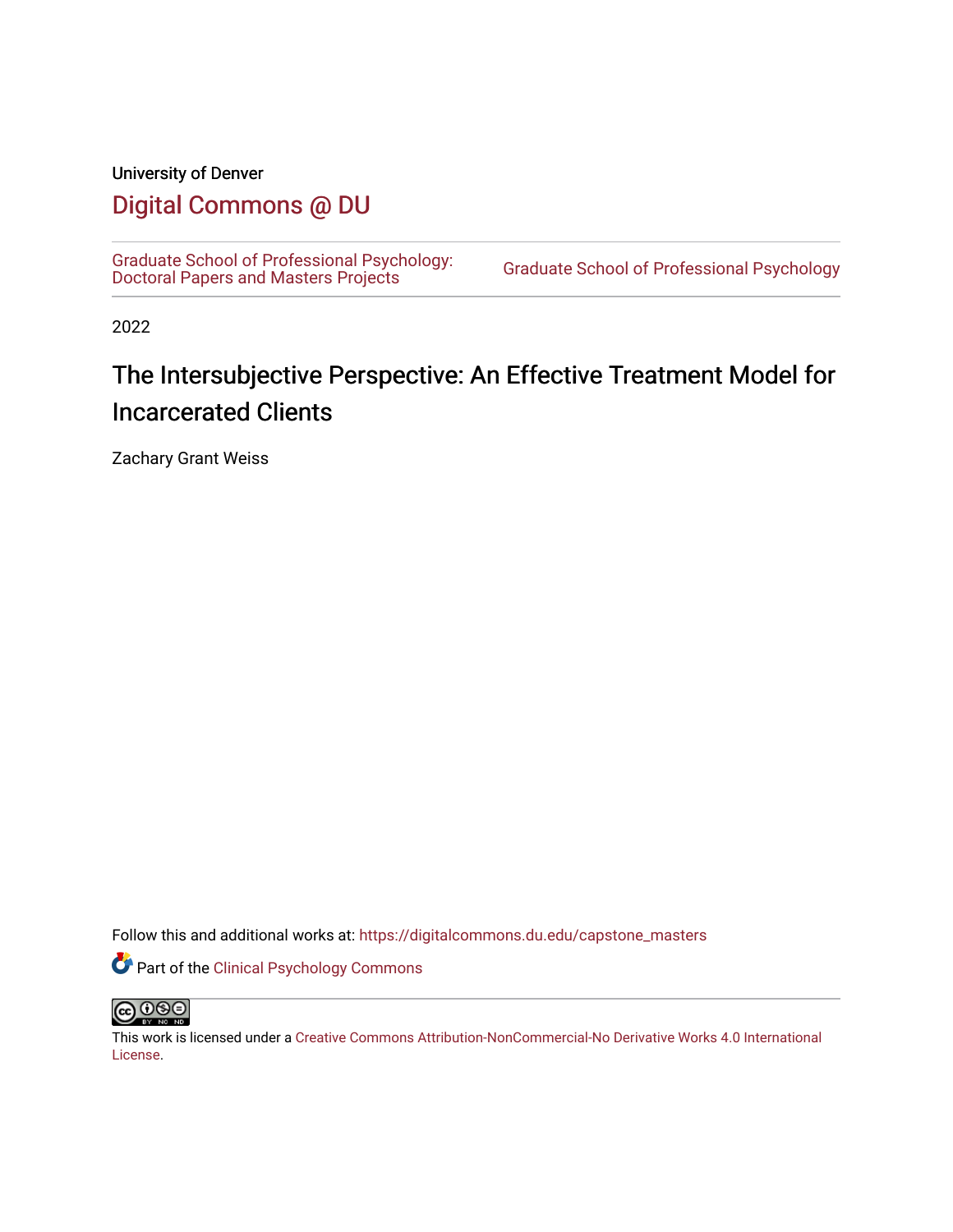University of Denver

# Digital Commons @ DU

Graduate School of Professional Psychology: Doctoral Papers and Masters Projects

Graduate School of Professional Psychology

2022

# The Intersubjective Perspective: An Effective Treatment Model for Incarcerated Clients

Zachary Grant Weiss

Follow this and additional works at: https://digitalcommons.du.edu/capstone_masters

Part of the Clinical Psychology Commons

This work is licensed under a Creative Commons Attribution-NonCommercial-No Derivative Works 4.0 International License.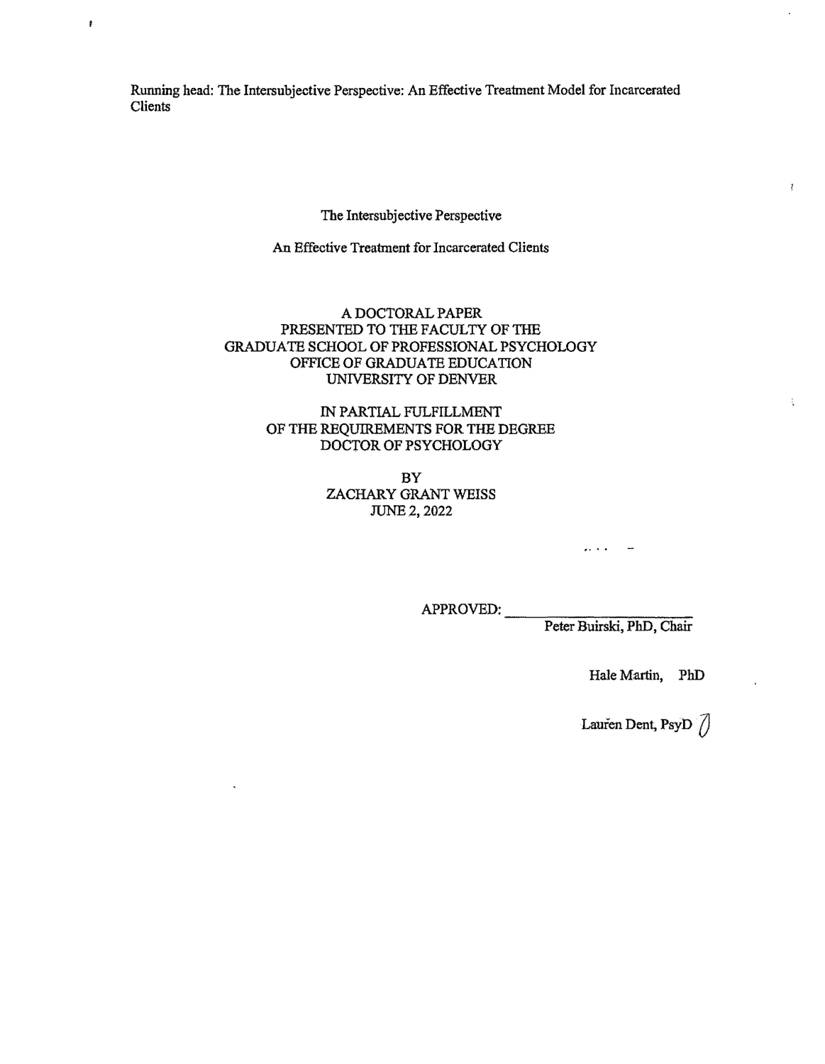Running head: The Intersubjective Perspective: An Effective Treatment Model for Incarcerated Clients

The Intersubjective Perspective

An Effective Treatment for Incarcerated Clients

A DOCTORAL PAPER
PRESENTED TO THE FACULTY OF THE
GRADUATE SCHOOL OF PROFESSIONAL PSYCHOLOGY
OFFICE OF GRADUATE EDUCATION
UNIVERSITY OF DENVER

IN PARTIAL FULFILLMENT
OF THE REQUIREMENTS FOR THE DEGREE
DOCTOR OF PSYCHOLOGY

BY
ZACHARY GRANT WEISS
JUNE 2, 2022

APPROVED: ______________________
Peter Buirski, PhD, Chair

Hale Martin, PhD

Lauren Dent, PsyD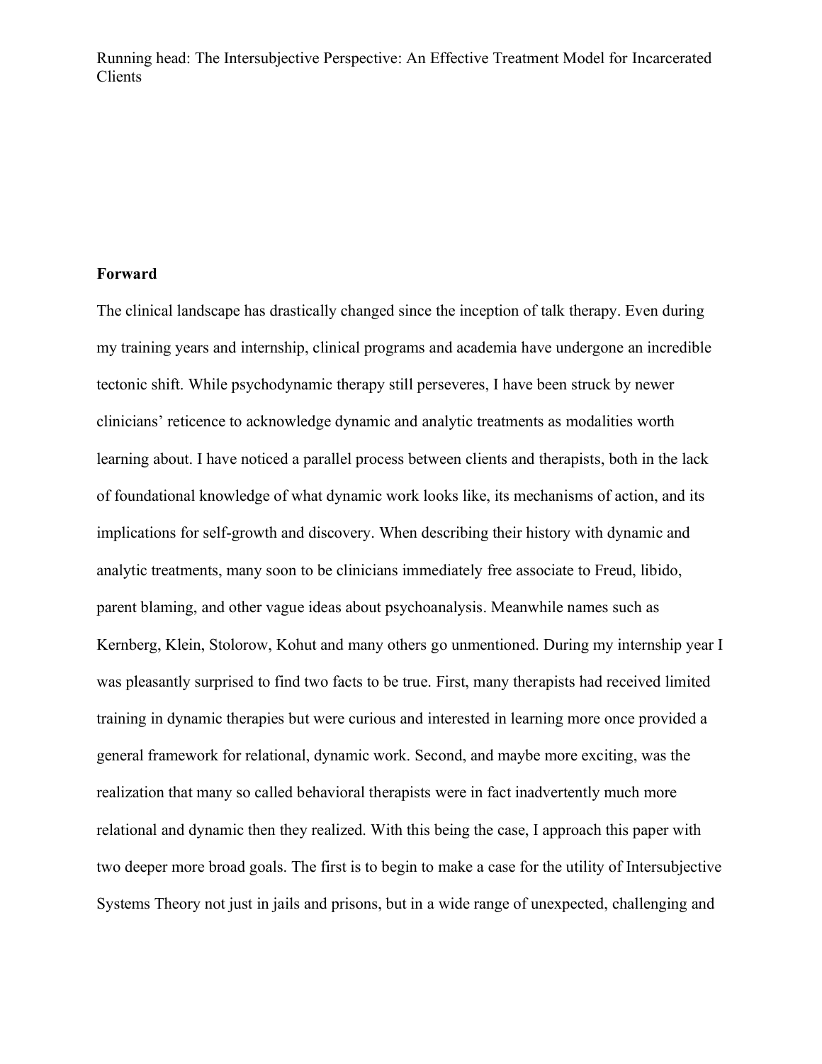**Forward**

The clinical landscape has drastically changed since the inception of talk therapy. Even during my training years and internship, clinical programs and academia have undergone an incredible tectonic shift. While psychodynamic therapy still perseveres, I have been struck by newer clinicians' reticence to acknowledge dynamic and analytic treatments as modalities worth learning about. I have noticed a parallel process between clients and therapists, both in the lack of foundational knowledge of what dynamic work looks like, its mechanisms of action, and its implications for self-growth and discovery. When describing their history with dynamic and analytic treatments, many soon to be clinicians immediately free associate to Freud, libido, parent blaming, and other vague ideas about psychoanalysis. Meanwhile names such as Kernberg, Klein, Stolorow, Kohut and many others go unmentioned. During my internship year I was pleasantly surprised to find two facts to be true. First, many therapists had received limited training in dynamic therapies but were curious and interested in learning more once provided a general framework for relational, dynamic work. Second, and maybe more exciting, was the realization that many so called behavioral therapists were in fact inadvertently much more relational and dynamic then they realized. With this being the case, I approach this paper with two deeper more broad goals. The first is to begin to make a case for the utility of Intersubjective Systems Theory not just in jails and prisons, but in a wide range of unexpected, challenging and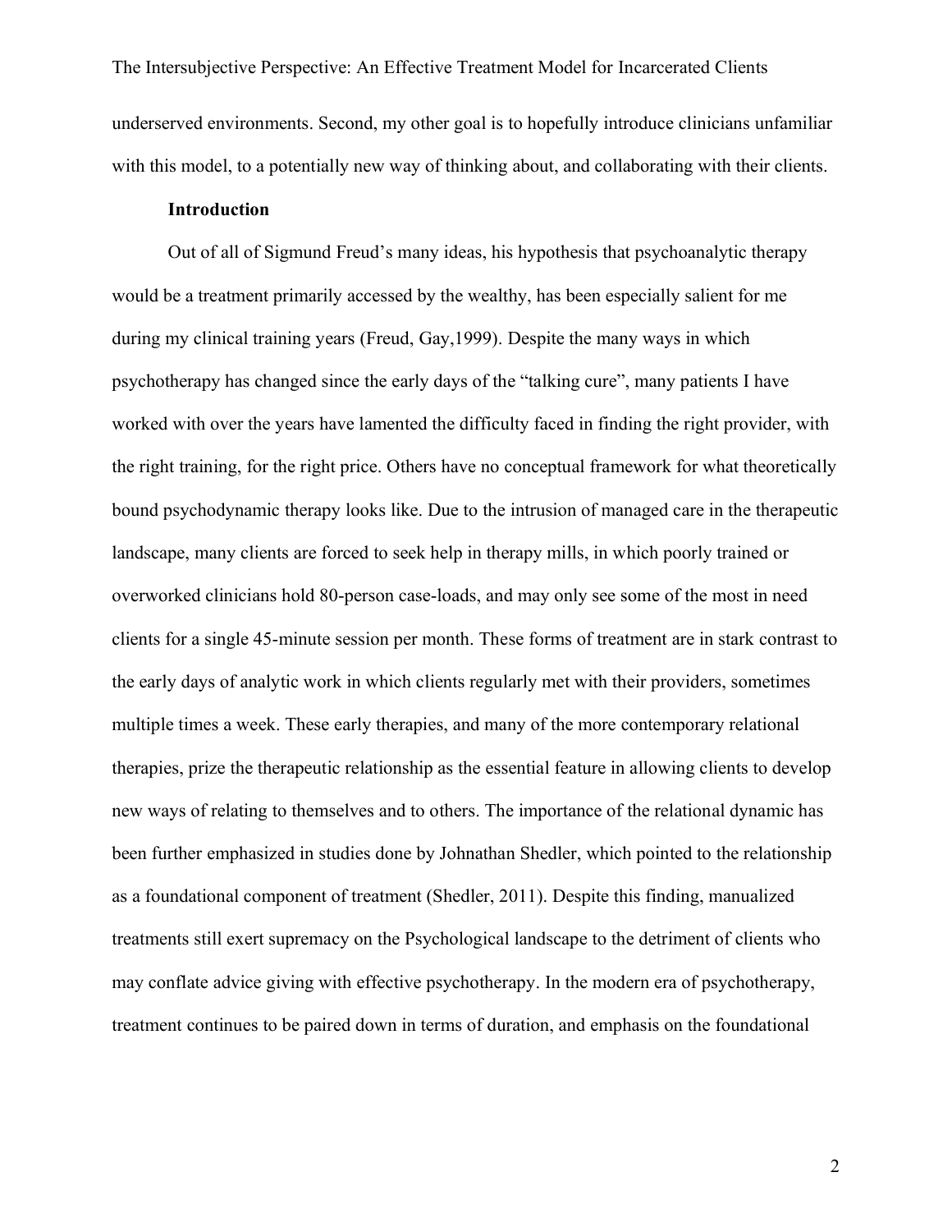underserved environments. Second, my other goal is to hopefully introduce clinicians unfamiliar with this model, to a potentially new way of thinking about, and collaborating with their clients.

## Introduction

Out of all of Sigmund Freud's many ideas, his hypothesis that psychoanalytic therapy would be a treatment primarily accessed by the wealthy, has been especially salient for me during my clinical training years (Freud, Gay,1999). Despite the many ways in which psychotherapy has changed since the early days of the "talking cure", many patients I have worked with over the years have lamented the difficulty faced in finding the right provider, with the right training, for the right price. Others have no conceptual framework for what theoretically bound psychodynamic therapy looks like. Due to the intrusion of managed care in the therapeutic landscape, many clients are forced to seek help in therapy mills, in which poorly trained or overworked clinicians hold 80-person case-loads, and may only see some of the most in need clients for a single 45-minute session per month. These forms of treatment are in stark contrast to the early days of analytic work in which clients regularly met with their providers, sometimes multiple times a week. These early therapies, and many of the more contemporary relational therapies, prize the therapeutic relationship as the essential feature in allowing clients to develop new ways of relating to themselves and to others. The importance of the relational dynamic has been further emphasized in studies done by Johnathan Shedler, which pointed to the relationship as a foundational component of treatment (Shedler, 2011). Despite this finding, manualized treatments still exert supremacy on the Psychological landscape to the detriment of clients who may conflate advice giving with effective psychotherapy. In the modern era of psychotherapy, treatment continues to be paired down in terms of duration, and emphasis on the foundational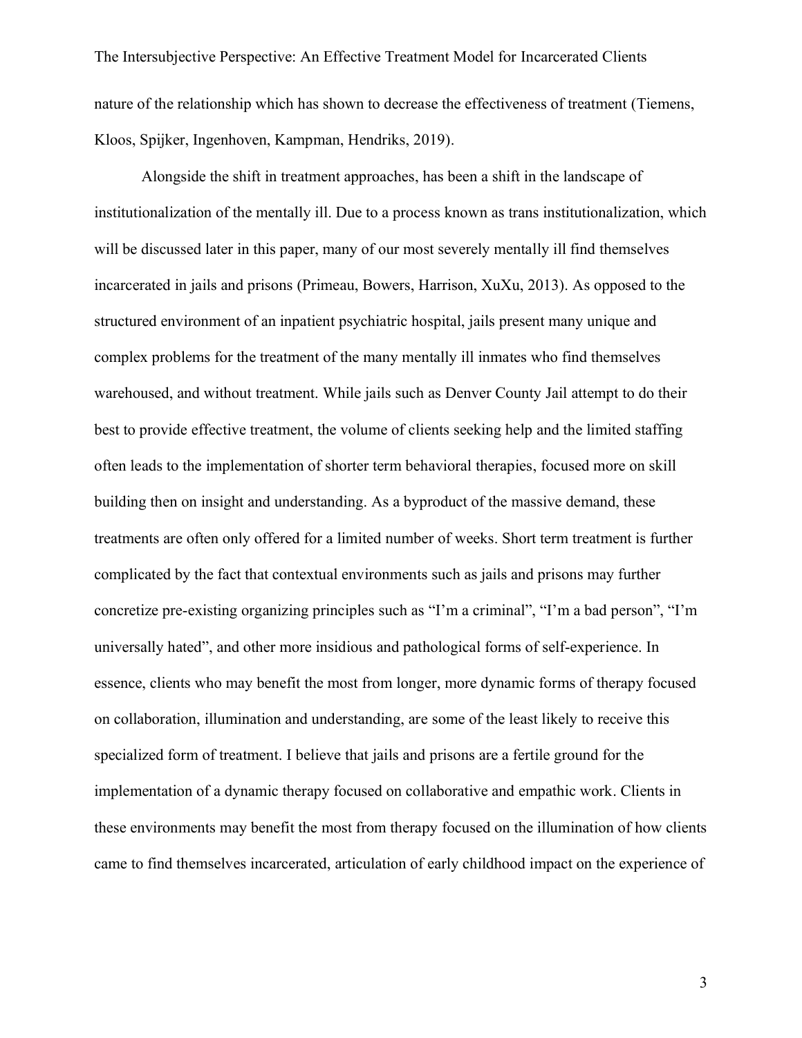nature of the relationship which has shown to decrease the effectiveness of treatment (Tiemens, Kloos, Spijker, Ingenhoven, Kampman, Hendriks, 2019).

Alongside the shift in treatment approaches, has been a shift in the landscape of institutionalization of the mentally ill. Due to a process known as trans institutionalization, which will be discussed later in this paper, many of our most severely mentally ill find themselves incarcerated in jails and prisons (Primeau, Bowers, Harrison, XuXu, 2013). As opposed to the structured environment of an inpatient psychiatric hospital, jails present many unique and complex problems for the treatment of the many mentally ill inmates who find themselves warehoused, and without treatment. While jails such as Denver County Jail attempt to do their best to provide effective treatment, the volume of clients seeking help and the limited staffing often leads to the implementation of shorter term behavioral therapies, focused more on skill building then on insight and understanding. As a byproduct of the massive demand, these treatments are often only offered for a limited number of weeks. Short term treatment is further complicated by the fact that contextual environments such as jails and prisons may further concretize pre-existing organizing principles such as "I'm a criminal", "I'm a bad person", "I'm universally hated", and other more insidious and pathological forms of self-experience. In essence, clients who may benefit the most from longer, more dynamic forms of therapy focused on collaboration, illumination and understanding, are some of the least likely to receive this specialized form of treatment. I believe that jails and prisons are a fertile ground for the implementation of a dynamic therapy focused on collaborative and empathic work. Clients in these environments may benefit the most from therapy focused on the illumination of how clients came to find themselves incarcerated, articulation of early childhood impact on the experience of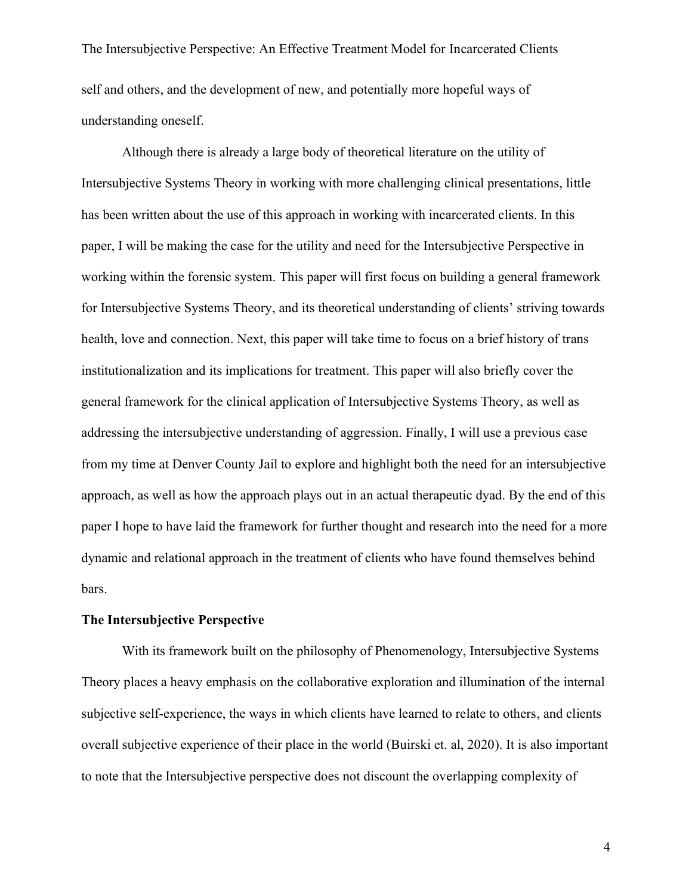self and others, and the development of new, and potentially more hopeful ways of understanding oneself.

Although there is already a large body of theoretical literature on the utility of Intersubjective Systems Theory in working with more challenging clinical presentations, little has been written about the use of this approach in working with incarcerated clients. In this paper, I will be making the case for the utility and need for the Intersubjective Perspective in working within the forensic system. This paper will first focus on building a general framework for Intersubjective Systems Theory, and its theoretical understanding of clients' striving towards health, love and connection. Next, this paper will take time to focus on a brief history of trans institutionalization and its implications for treatment. This paper will also briefly cover the general framework for the clinical application of Intersubjective Systems Theory, as well as addressing the intersubjective understanding of aggression. Finally, I will use a previous case from my time at Denver County Jail to explore and highlight both the need for an intersubjective approach, as well as how the approach plays out in an actual therapeutic dyad. By the end of this paper I hope to have laid the framework for further thought and research into the need for a more dynamic and relational approach in the treatment of clients who have found themselves behind bars.

**The Intersubjective Perspective**

With its framework built on the philosophy of Phenomenology, Intersubjective Systems Theory places a heavy emphasis on the collaborative exploration and illumination of the internal subjective self-experience, the ways in which clients have learned to relate to others, and clients overall subjective experience of their place in the world (Buirski et. al, 2020). It is also important to note that the Intersubjective perspective does not discount the overlapping complexity of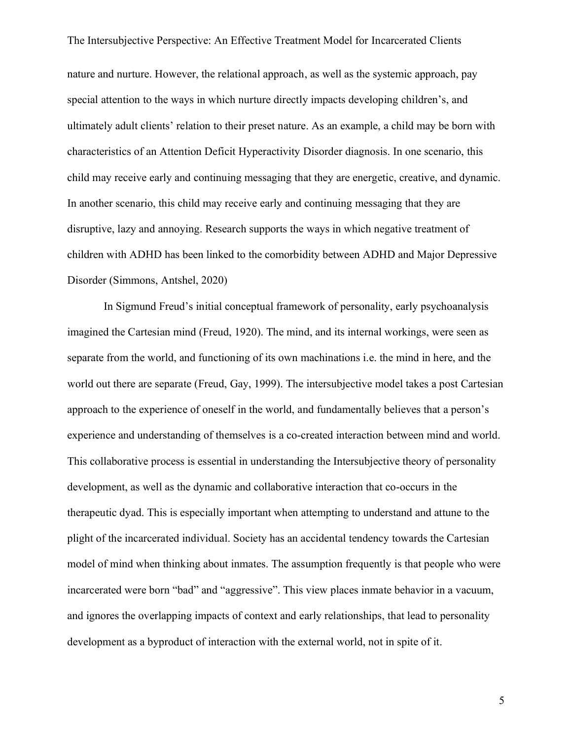nature and nurture. However, the relational approach, as well as the systemic approach, pay special attention to the ways in which nurture directly impacts developing children's, and ultimately adult clients' relation to their preset nature. As an example, a child may be born with characteristics of an Attention Deficit Hyperactivity Disorder diagnosis. In one scenario, this child may receive early and continuing messaging that they are energetic, creative, and dynamic. In another scenario, this child may receive early and continuing messaging that they are disruptive, lazy and annoying. Research supports the ways in which negative treatment of children with ADHD has been linked to the comorbidity between ADHD and Major Depressive Disorder (Simmons, Antshel, 2020)

In Sigmund Freud's initial conceptual framework of personality, early psychoanalysis imagined the Cartesian mind (Freud, 1920). The mind, and its internal workings, were seen as separate from the world, and functioning of its own machinations i.e. the mind in here, and the world out there are separate (Freud, Gay, 1999). The intersubjective model takes a post Cartesian approach to the experience of oneself in the world, and fundamentally believes that a person's experience and understanding of themselves is a co-created interaction between mind and world. This collaborative process is essential in understanding the Intersubjective theory of personality development, as well as the dynamic and collaborative interaction that co-occurs in the therapeutic dyad. This is especially important when attempting to understand and attune to the plight of the incarcerated individual. Society has an accidental tendency towards the Cartesian model of mind when thinking about inmates. The assumption frequently is that people who were incarcerated were born "bad" and "aggressive". This view places inmate behavior in a vacuum, and ignores the overlapping impacts of context and early relationships, that lead to personality development as a byproduct of interaction with the external world, not in spite of it.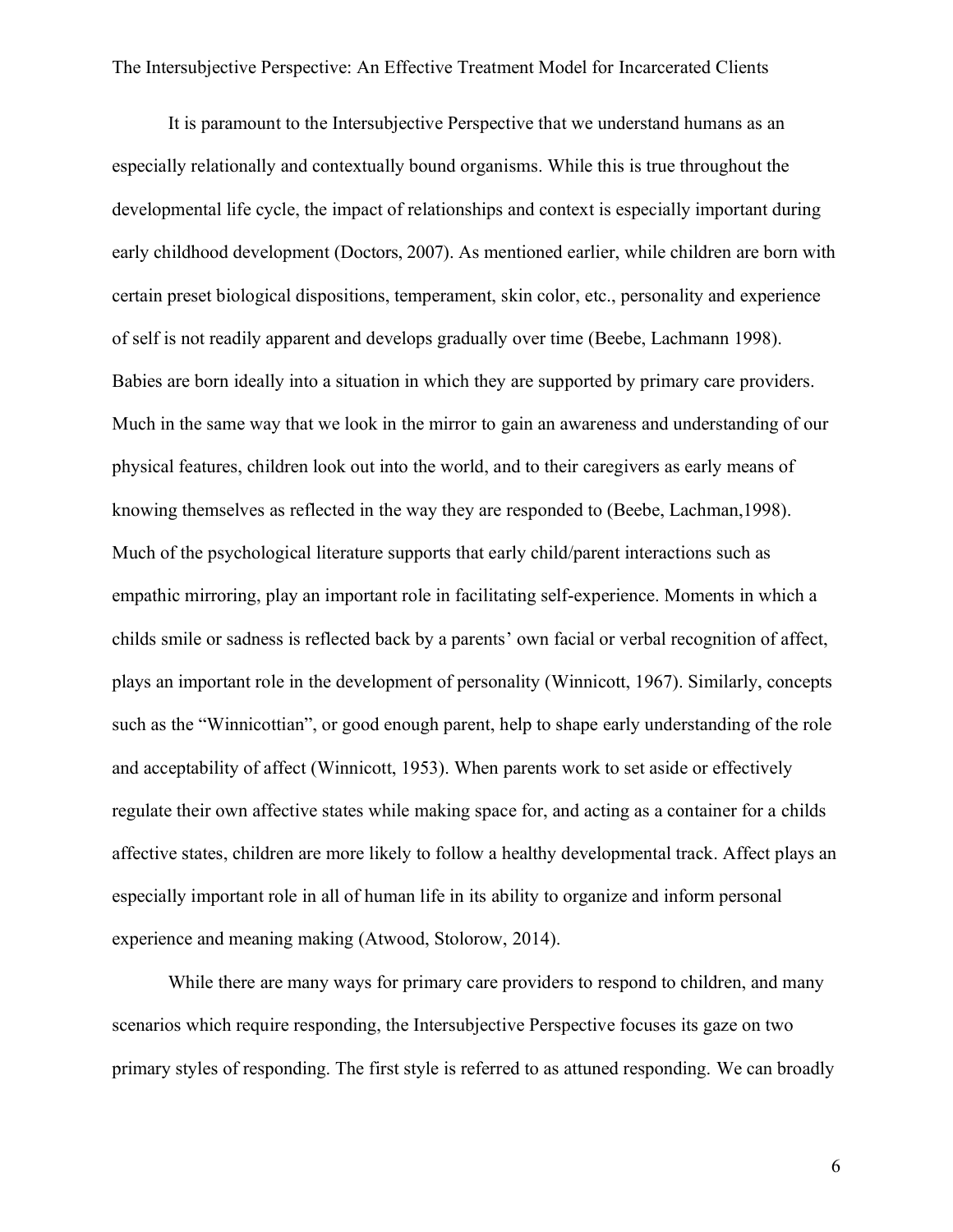It is paramount to the Intersubjective Perspective that we understand humans as an especially relationally and contextually bound organisms. While this is true throughout the developmental life cycle, the impact of relationships and context is especially important during early childhood development (Doctors, 2007). As mentioned earlier, while children are born with certain preset biological dispositions, temperament, skin color, etc., personality and experience of self is not readily apparent and develops gradually over time (Beebe, Lachmann 1998). Babies are born ideally into a situation in which they are supported by primary care providers. Much in the same way that we look in the mirror to gain an awareness and understanding of our physical features, children look out into the world, and to their caregivers as early means of knowing themselves as reflected in the way they are responded to (Beebe, Lachman,1998). Much of the psychological literature supports that early child/parent interactions such as empathic mirroring, play an important role in facilitating self-experience. Moments in which a childs smile or sadness is reflected back by a parents' own facial or verbal recognition of affect, plays an important role in the development of personality (Winnicott, 1967). Similarly, concepts such as the "Winnicottian", or good enough parent, help to shape early understanding of the role and acceptability of affect (Winnicott, 1953). When parents work to set aside or effectively regulate their own affective states while making space for, and acting as a container for a childs affective states, children are more likely to follow a healthy developmental track. Affect plays an especially important role in all of human life in its ability to organize and inform personal experience and meaning making (Atwood, Stolorow, 2014).

While there are many ways for primary care providers to respond to children, and many scenarios which require responding, the Intersubjective Perspective focuses its gaze on two primary styles of responding. The first style is referred to as attuned responding. We can broadly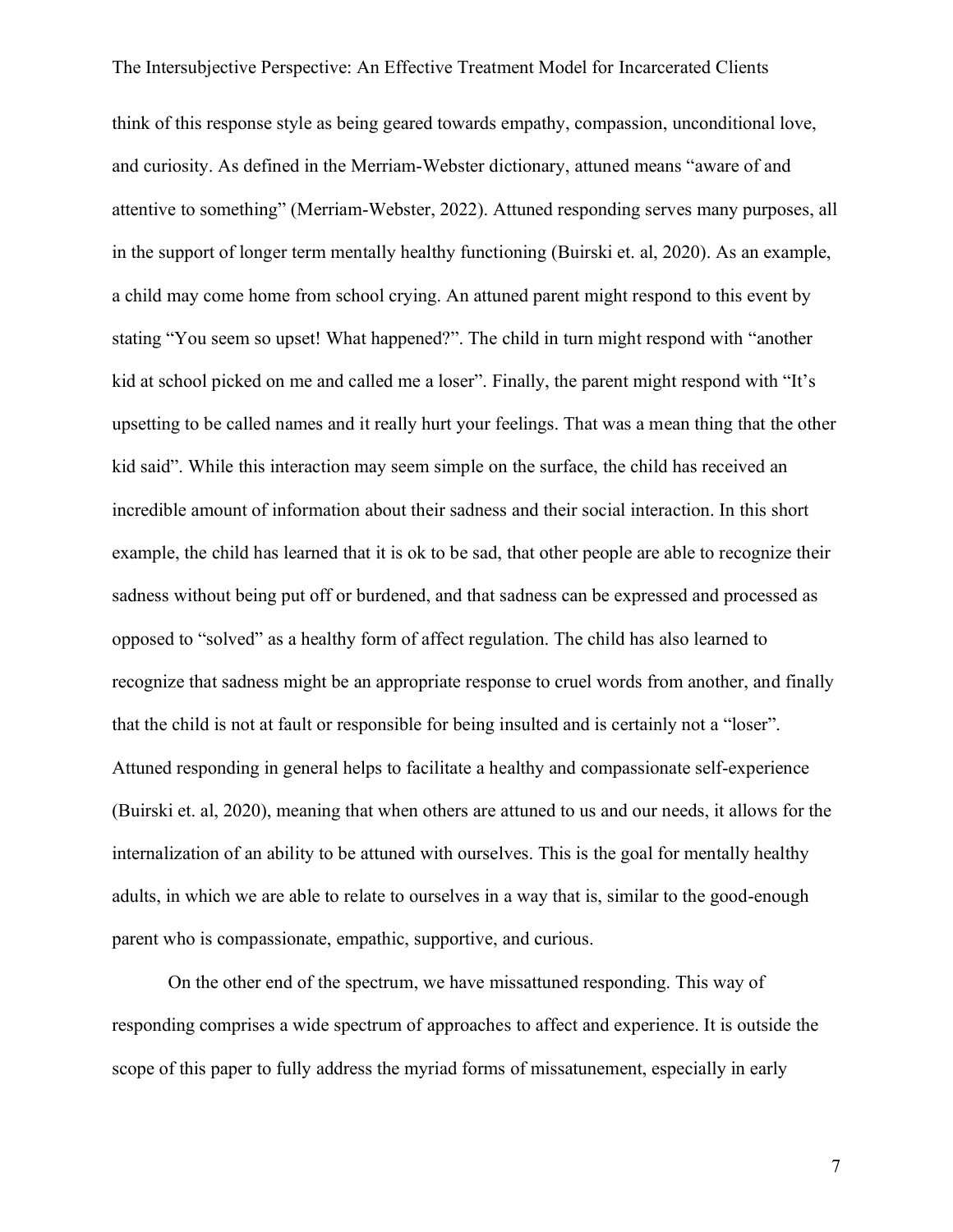think of this response style as being geared towards empathy, compassion, unconditional love, and curiosity. As defined in the Merriam-Webster dictionary, attuned means "aware of and attentive to something" (Merriam-Webster, 2022). Attuned responding serves many purposes, all in the support of longer term mentally healthy functioning (Buirski et. al, 2020). As an example, a child may come home from school crying. An attuned parent might respond to this event by stating "You seem so upset! What happened?". The child in turn might respond with "another kid at school picked on me and called me a loser". Finally, the parent might respond with "It's upsetting to be called names and it really hurt your feelings. That was a mean thing that the other kid said". While this interaction may seem simple on the surface, the child has received an incredible amount of information about their sadness and their social interaction. In this short example, the child has learned that it is ok to be sad, that other people are able to recognize their sadness without being put off or burdened, and that sadness can be expressed and processed as opposed to "solved" as a healthy form of affect regulation. The child has also learned to recognize that sadness might be an appropriate response to cruel words from another, and finally that the child is not at fault or responsible for being insulted and is certainly not a "loser". Attuned responding in general helps to facilitate a healthy and compassionate self-experience (Buirski et. al, 2020), meaning that when others are attuned to us and our needs, it allows for the internalization of an ability to be attuned with ourselves. This is the goal for mentally healthy adults, in which we are able to relate to ourselves in a way that is, similar to the good-enough parent who is compassionate, empathic, supportive, and curious.

On the other end of the spectrum, we have missattuned responding. This way of responding comprises a wide spectrum of approaches to affect and experience. It is outside the scope of this paper to fully address the myriad forms of missatunement, especially in early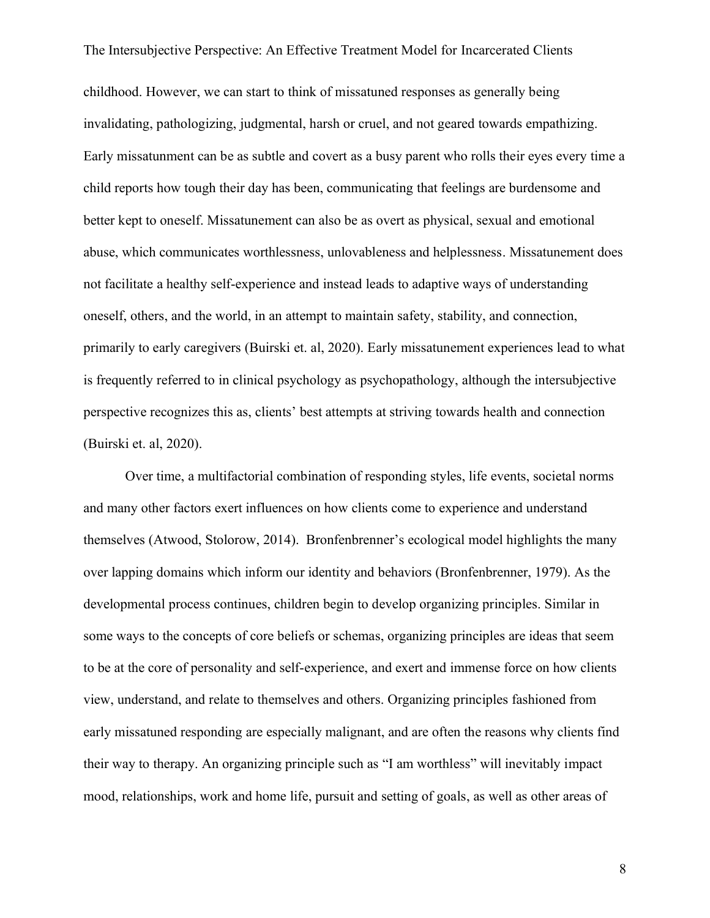childhood. However, we can start to think of missatuned responses as generally being invalidating, pathologizing, judgmental, harsh or cruel, and not geared towards empathizing. Early missatunment can be as subtle and covert as a busy parent who rolls their eyes every time a child reports how tough their day has been, communicating that feelings are burdensome and better kept to oneself. Missatunement can also be as overt as physical, sexual and emotional abuse, which communicates worthlessness, unlovableness and helplessness. Missatunement does not facilitate a healthy self-experience and instead leads to adaptive ways of understanding oneself, others, and the world, in an attempt to maintain safety, stability, and connection, primarily to early caregivers (Buirski et. al, 2020). Early missatunement experiences lead to what is frequently referred to in clinical psychology as psychopathology, although the intersubjective perspective recognizes this as, clients' best attempts at striving towards health and connection (Buirski et. al, 2020).

Over time, a multifactorial combination of responding styles, life events, societal norms and many other factors exert influences on how clients come to experience and understand themselves (Atwood, Stolorow, 2014). Bronfenbrenner's ecological model highlights the many over lapping domains which inform our identity and behaviors (Bronfenbrenner, 1979). As the developmental process continues, children begin to develop organizing principles. Similar in some ways to the concepts of core beliefs or schemas, organizing principles are ideas that seem to be at the core of personality and self-experience, and exert and immense force on how clients view, understand, and relate to themselves and others. Organizing principles fashioned from early missatuned responding are especially malignant, and are often the reasons why clients find their way to therapy. An organizing principle such as "I am worthless" will inevitably impact mood, relationships, work and home life, pursuit and setting of goals, as well as other areas of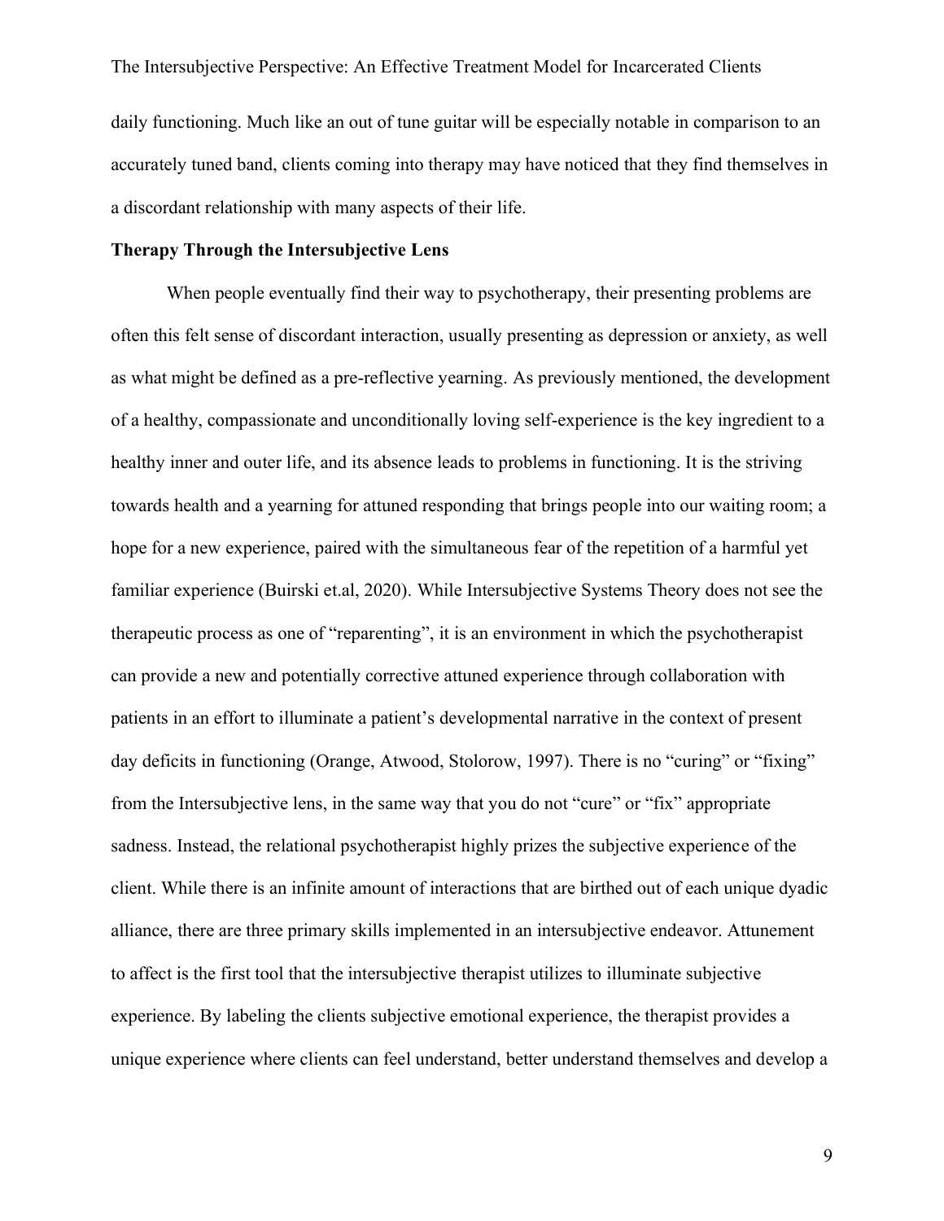daily functioning. Much like an out of tune guitar will be especially notable in comparison to an accurately tuned band, clients coming into therapy may have noticed that they find themselves in a discordant relationship with many aspects of their life.

**Therapy Through the Intersubjective Lens**

When people eventually find their way to psychotherapy, their presenting problems are often this felt sense of discordant interaction, usually presenting as depression or anxiety, as well as what might be defined as a pre-reflective yearning. As previously mentioned, the development of a healthy, compassionate and unconditionally loving self-experience is the key ingredient to a healthy inner and outer life, and its absence leads to problems in functioning. It is the striving towards health and a yearning for attuned responding that brings people into our waiting room; a hope for a new experience, paired with the simultaneous fear of the repetition of a harmful yet familiar experience (Buirski et.al, 2020). While Intersubjective Systems Theory does not see the therapeutic process as one of "reparenting", it is an environment in which the psychotherapist can provide a new and potentially corrective attuned experience through collaboration with patients in an effort to illuminate a patient's developmental narrative in the context of present day deficits in functioning (Orange, Atwood, Stolorow, 1997). There is no "curing" or "fixing" from the Intersubjective lens, in the same way that you do not "cure" or "fix" appropriate sadness. Instead, the relational psychotherapist highly prizes the subjective experience of the client. While there is an infinite amount of interactions that are birthed out of each unique dyadic alliance, there are three primary skills implemented in an intersubjective endeavor. Attunement to affect is the first tool that the intersubjective therapist utilizes to illuminate subjective experience. By labeling the clients subjective emotional experience, the therapist provides a unique experience where clients can feel understand, better understand themselves and develop a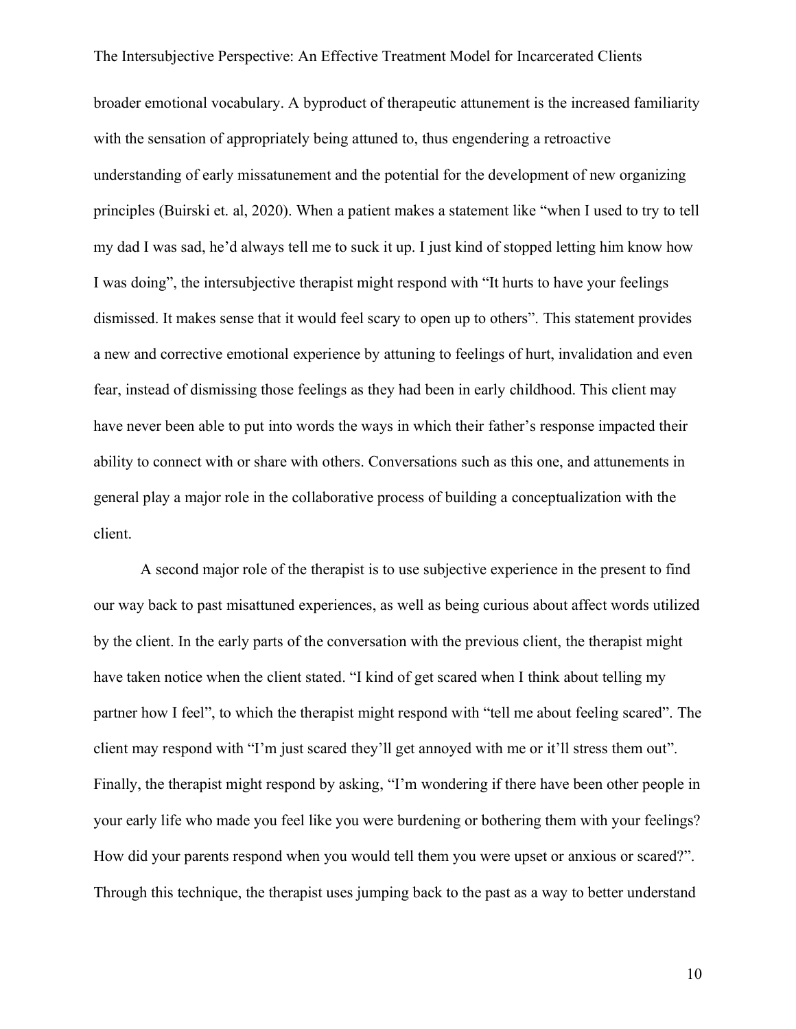broader emotional vocabulary. A byproduct of therapeutic attunement is the increased familiarity with the sensation of appropriately being attuned to, thus engendering a retroactive understanding of early missatunement and the potential for the development of new organizing principles (Buirski et. al, 2020). When a patient makes a statement like "when I used to try to tell my dad I was sad, he'd always tell me to suck it up. I just kind of stopped letting him know how I was doing", the intersubjective therapist might respond with "It hurts to have your feelings dismissed. It makes sense that it would feel scary to open up to others". This statement provides a new and corrective emotional experience by attuning to feelings of hurt, invalidation and even fear, instead of dismissing those feelings as they had been in early childhood. This client may have never been able to put into words the ways in which their father's response impacted their ability to connect with or share with others. Conversations such as this one, and attunements in general play a major role in the collaborative process of building a conceptualization with the client.

A second major role of the therapist is to use subjective experience in the present to find our way back to past misattuned experiences, as well as being curious about affect words utilized by the client. In the early parts of the conversation with the previous client, the therapist might have taken notice when the client stated. "I kind of get scared when I think about telling my partner how I feel", to which the therapist might respond with "tell me about feeling scared". The client may respond with "I'm just scared they'll get annoyed with me or it'll stress them out". Finally, the therapist might respond by asking, "I'm wondering if there have been other people in your early life who made you feel like you were burdening or bothering them with your feelings? How did your parents respond when you would tell them you were upset or anxious or scared?". Through this technique, the therapist uses jumping back to the past as a way to better understand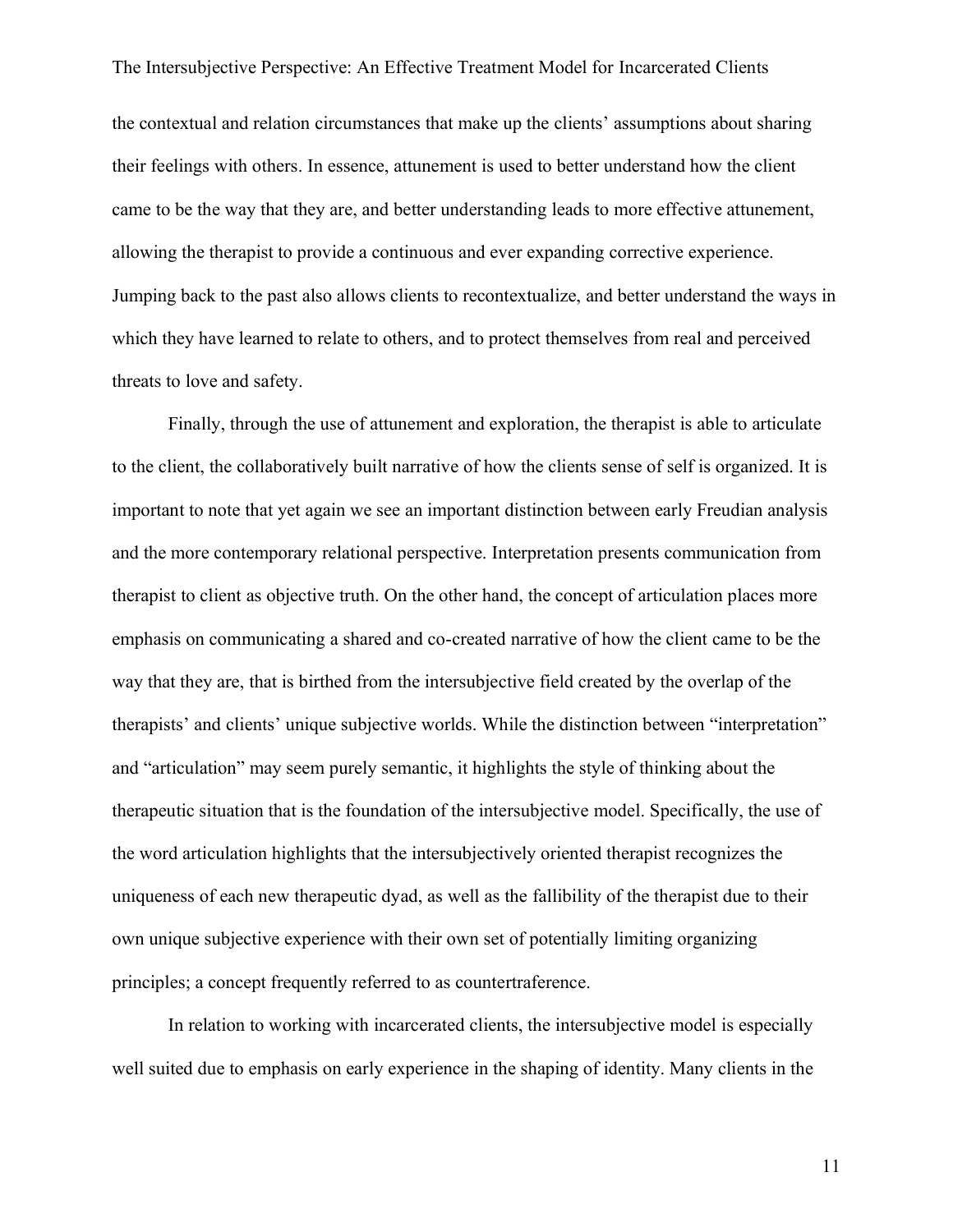the contextual and relation circumstances that make up the clients' assumptions about sharing their feelings with others. In essence, attunement is used to better understand how the client came to be the way that they are, and better understanding leads to more effective attunement, allowing the therapist to provide a continuous and ever expanding corrective experience. Jumping back to the past also allows clients to recontextualize, and better understand the ways in which they have learned to relate to others, and to protect themselves from real and perceived threats to love and safety.

Finally, through the use of attunement and exploration, the therapist is able to articulate to the client, the collaboratively built narrative of how the clients sense of self is organized. It is important to note that yet again we see an important distinction between early Freudian analysis and the more contemporary relational perspective. Interpretation presents communication from therapist to client as objective truth. On the other hand, the concept of articulation places more emphasis on communicating a shared and co-created narrative of how the client came to be the way that they are, that is birthed from the intersubjective field created by the overlap of the therapists' and clients' unique subjective worlds. While the distinction between "interpretation" and "articulation" may seem purely semantic, it highlights the style of thinking about the therapeutic situation that is the foundation of the intersubjective model. Specifically, the use of the word articulation highlights that the intersubjectively oriented therapist recognizes the uniqueness of each new therapeutic dyad, as well as the fallibility of the therapist due to their own unique subjective experience with their own set of potentially limiting organizing principles; a concept frequently referred to as countertraference.

In relation to working with incarcerated clients, the intersubjective model is especially well suited due to emphasis on early experience in the shaping of identity. Many clients in the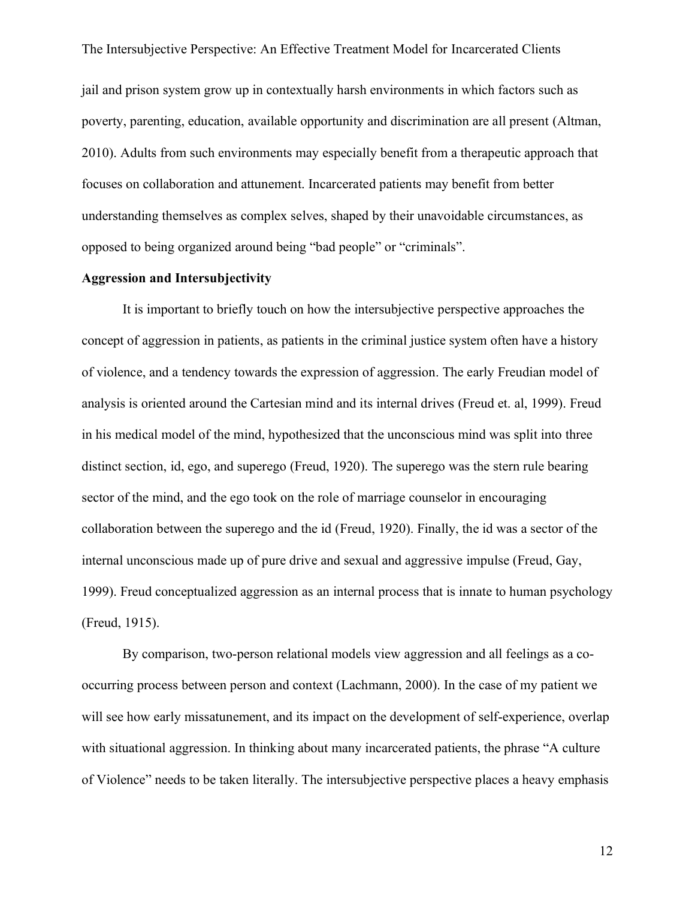jail and prison system grow up in contextually harsh environments in which factors such as poverty, parenting, education, available opportunity and discrimination are all present (Altman, 2010). Adults from such environments may especially benefit from a therapeutic approach that focuses on collaboration and attunement. Incarcerated patients may benefit from better understanding themselves as complex selves, shaped by their unavoidable circumstances, as opposed to being organized around being "bad people" or "criminals".

**Aggression and Intersubjectivity**

It is important to briefly touch on how the intersubjective perspective approaches the concept of aggression in patients, as patients in the criminal justice system often have a history of violence, and a tendency towards the expression of aggression. The early Freudian model of analysis is oriented around the Cartesian mind and its internal drives (Freud et. al, 1999). Freud in his medical model of the mind, hypothesized that the unconscious mind was split into three distinct section, id, ego, and superego (Freud, 1920). The superego was the stern rule bearing sector of the mind, and the ego took on the role of marriage counselor in encouraging collaboration between the superego and the id (Freud, 1920). Finally, the id was a sector of the internal unconscious made up of pure drive and sexual and aggressive impulse (Freud, Gay, 1999). Freud conceptualized aggression as an internal process that is innate to human psychology (Freud, 1915).

By comparison, two-person relational models view aggression and all feelings as a co-occurring process between person and context (Lachmann, 2000). In the case of my patient we will see how early missatunement, and its impact on the development of self-experience, overlap with situational aggression. In thinking about many incarcerated patients, the phrase "A culture of Violence" needs to be taken literally. The intersubjective perspective places a heavy emphasis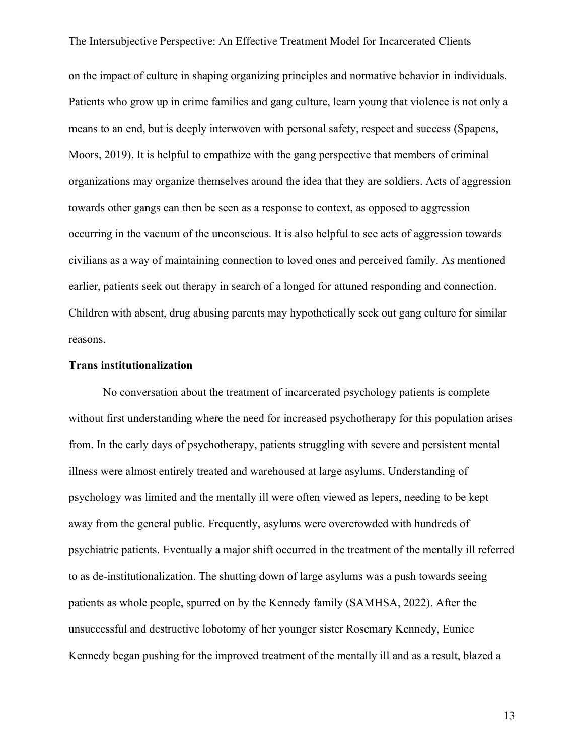on the impact of culture in shaping organizing principles and normative behavior in individuals. Patients who grow up in crime families and gang culture, learn young that violence is not only a means to an end, but is deeply interwoven with personal safety, respect and success (Spapens, Moors, 2019). It is helpful to empathize with the gang perspective that members of criminal organizations may organize themselves around the idea that they are soldiers. Acts of aggression towards other gangs can then be seen as a response to context, as opposed to aggression occurring in the vacuum of the unconscious. It is also helpful to see acts of aggression towards civilians as a way of maintaining connection to loved ones and perceived family. As mentioned earlier, patients seek out therapy in search of a longed for attuned responding and connection. Children with absent, drug abusing parents may hypothetically seek out gang culture for similar reasons.

**Trans institutionalization**

No conversation about the treatment of incarcerated psychology patients is complete without first understanding where the need for increased psychotherapy for this population arises from. In the early days of psychotherapy, patients struggling with severe and persistent mental illness were almost entirely treated and warehoused at large asylums. Understanding of psychology was limited and the mentally ill were often viewed as lepers, needing to be kept away from the general public. Frequently, asylums were overcrowded with hundreds of psychiatric patients. Eventually a major shift occurred in the treatment of the mentally ill referred to as de-institutionalization. The shutting down of large asylums was a push towards seeing patients as whole people, spurred on by the Kennedy family (SAMHSA, 2022). After the unsuccessful and destructive lobotomy of her younger sister Rosemary Kennedy, Eunice Kennedy began pushing for the improved treatment of the mentally ill and as a result, blazed a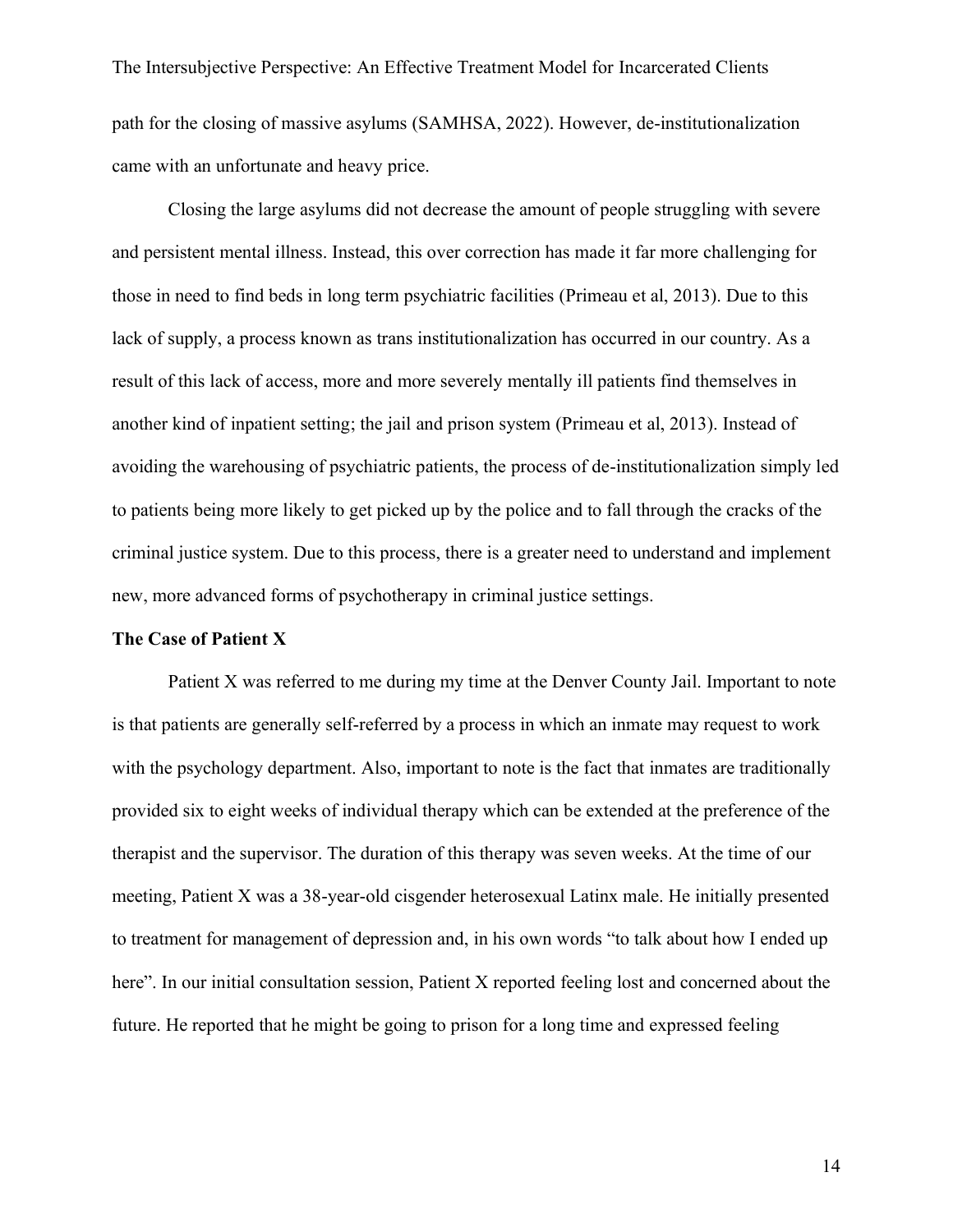path for the closing of massive asylums (SAMHSA, 2022). However, de-institutionalization came with an unfortunate and heavy price.

Closing the large asylums did not decrease the amount of people struggling with severe and persistent mental illness. Instead, this over correction has made it far more challenging for those in need to find beds in long term psychiatric facilities (Primeau et al, 2013). Due to this lack of supply, a process known as trans institutionalization has occurred in our country. As a result of this lack of access, more and more severely mentally ill patients find themselves in another kind of inpatient setting; the jail and prison system (Primeau et al, 2013). Instead of avoiding the warehousing of psychiatric patients, the process of de-institutionalization simply led to patients being more likely to get picked up by the police and to fall through the cracks of the criminal justice system. Due to this process, there is a greater need to understand and implement new, more advanced forms of psychotherapy in criminal justice settings.

## The Case of Patient X

Patient X was referred to me during my time at the Denver County Jail. Important to note is that patients are generally self-referred by a process in which an inmate may request to work with the psychology department. Also, important to note is the fact that inmates are traditionally provided six to eight weeks of individual therapy which can be extended at the preference of the therapist and the supervisor. The duration of this therapy was seven weeks. At the time of our meeting, Patient X was a 38-year-old cisgender heterosexual Latinx male. He initially presented to treatment for management of depression and, in his own words "to talk about how I ended up here". In our initial consultation session, Patient X reported feeling lost and concerned about the future. He reported that he might be going to prison for a long time and expressed feeling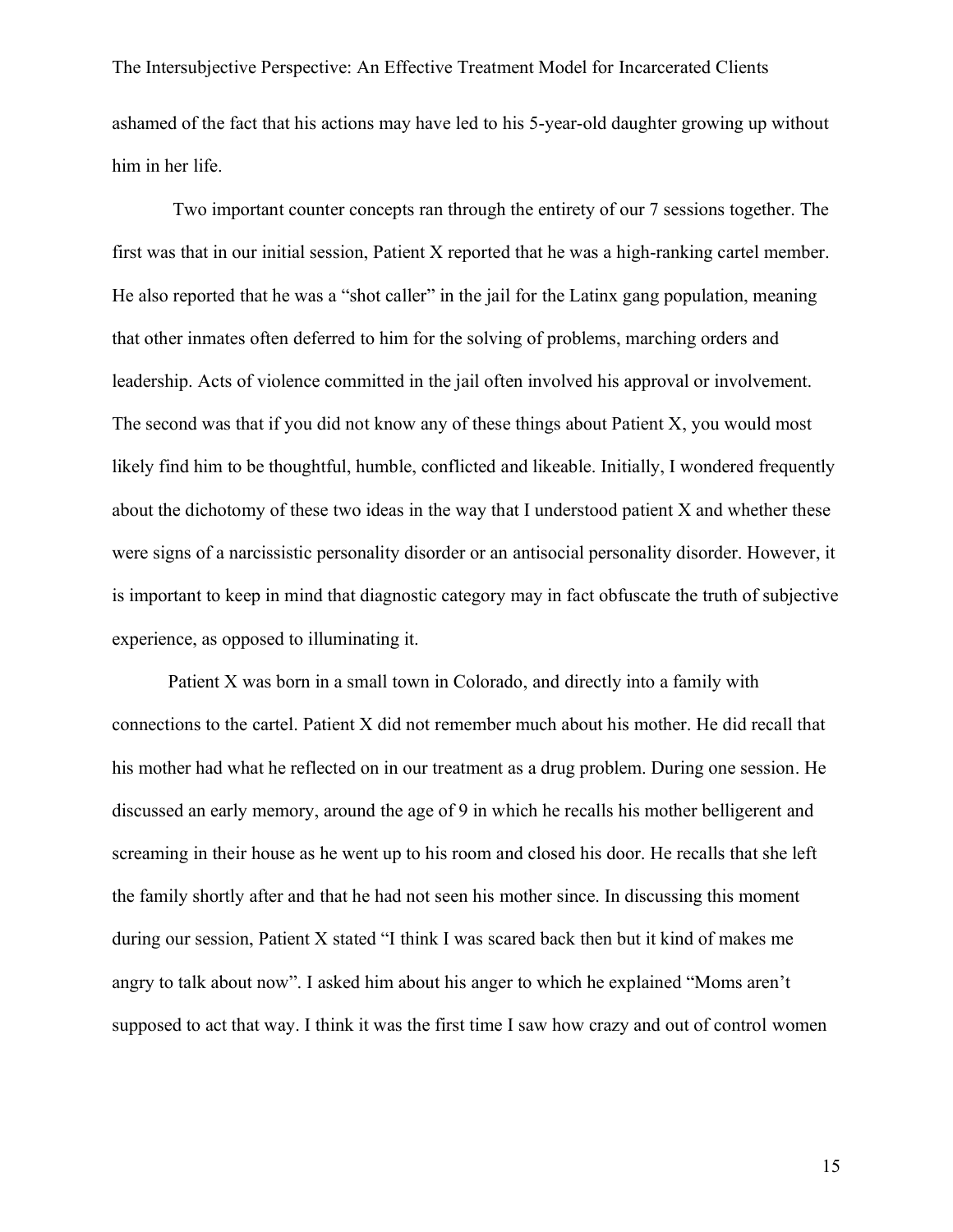ashamed of the fact that his actions may have led to his 5-year-old daughter growing up without him in her life.

Two important counter concepts ran through the entirety of our 7 sessions together. The first was that in our initial session, Patient X reported that he was a high-ranking cartel member. He also reported that he was a "shot caller" in the jail for the Latinx gang population, meaning that other inmates often deferred to him for the solving of problems, marching orders and leadership. Acts of violence committed in the jail often involved his approval or involvement. The second was that if you did not know any of these things about Patient X, you would most likely find him to be thoughtful, humble, conflicted and likeable. Initially, I wondered frequently about the dichotomy of these two ideas in the way that I understood patient X and whether these were signs of a narcissistic personality disorder or an antisocial personality disorder. However, it is important to keep in mind that diagnostic category may in fact obfuscate the truth of subjective experience, as opposed to illuminating it.

Patient X was born in a small town in Colorado, and directly into a family with connections to the cartel. Patient X did not remember much about his mother. He did recall that his mother had what he reflected on in our treatment as a drug problem. During one session. He discussed an early memory, around the age of 9 in which he recalls his mother belligerent and screaming in their house as he went up to his room and closed his door. He recalls that she left the family shortly after and that he had not seen his mother since. In discussing this moment during our session, Patient X stated "I think I was scared back then but it kind of makes me angry to talk about now". I asked him about his anger to which he explained "Moms aren't supposed to act that way. I think it was the first time I saw how crazy and out of control women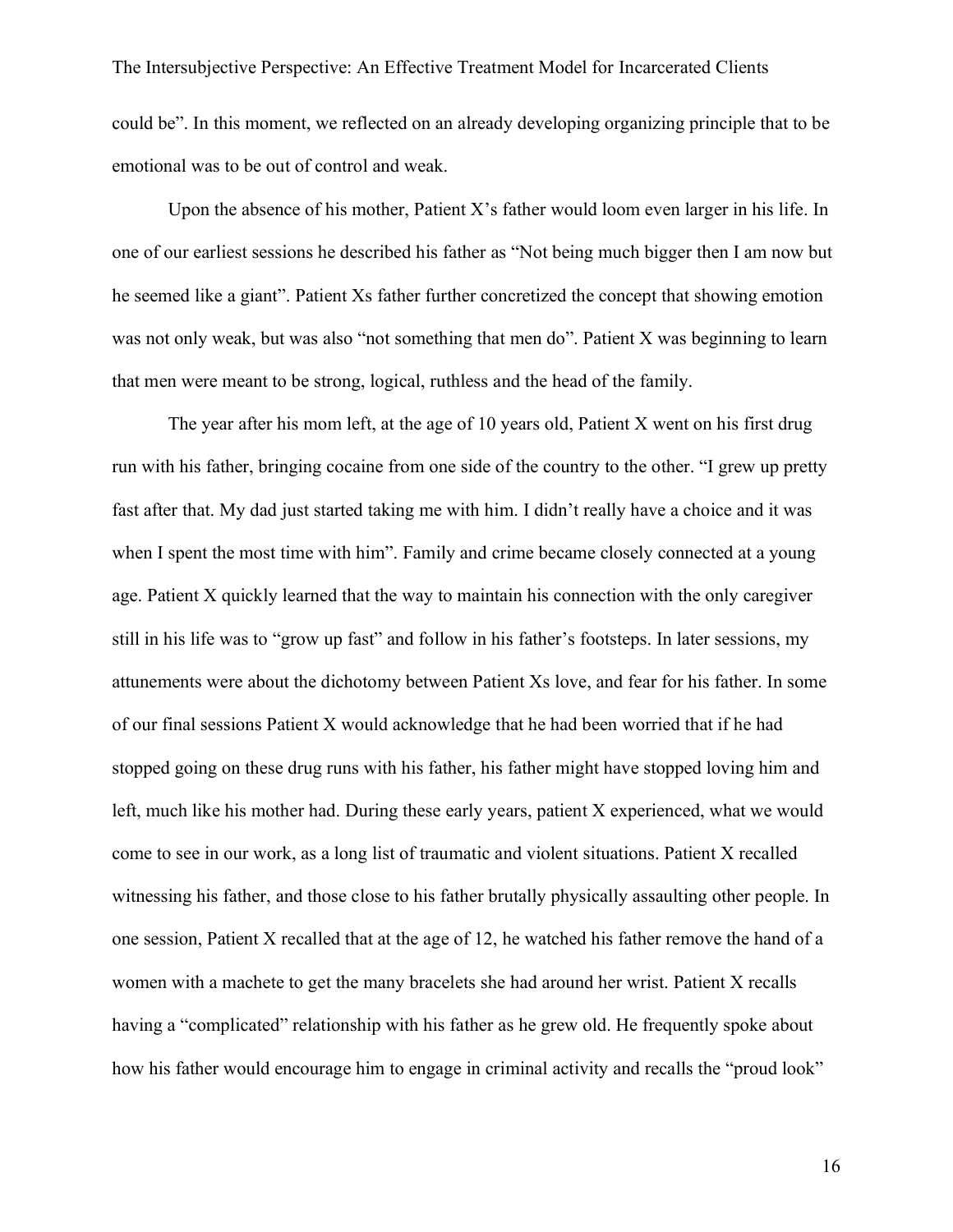could be". In this moment, we reflected on an already developing organizing principle that to be emotional was to be out of control and weak.

Upon the absence of his mother, Patient X's father would loom even larger in his life. In one of our earliest sessions he described his father as "Not being much bigger then I am now but he seemed like a giant". Patient Xs father further concretized the concept that showing emotion was not only weak, but was also "not something that men do". Patient X was beginning to learn that men were meant to be strong, logical, ruthless and the head of the family.

The year after his mom left, at the age of 10 years old, Patient X went on his first drug run with his father, bringing cocaine from one side of the country to the other. "I grew up pretty fast after that. My dad just started taking me with him. I didn't really have a choice and it was when I spent the most time with him". Family and crime became closely connected at a young age. Patient X quickly learned that the way to maintain his connection with the only caregiver still in his life was to "grow up fast" and follow in his father's footsteps. In later sessions, my attunements were about the dichotomy between Patient Xs love, and fear for his father. In some of our final sessions Patient X would acknowledge that he had been worried that if he had stopped going on these drug runs with his father, his father might have stopped loving him and left, much like his mother had. During these early years, patient X experienced, what we would come to see in our work, as a long list of traumatic and violent situations. Patient X recalled witnessing his father, and those close to his father brutally physically assaulting other people. In one session, Patient X recalled that at the age of 12, he watched his father remove the hand of a women with a machete to get the many bracelets she had around her wrist. Patient X recalls having a "complicated" relationship with his father as he grew old. He frequently spoke about how his father would encourage him to engage in criminal activity and recalls the "proud look"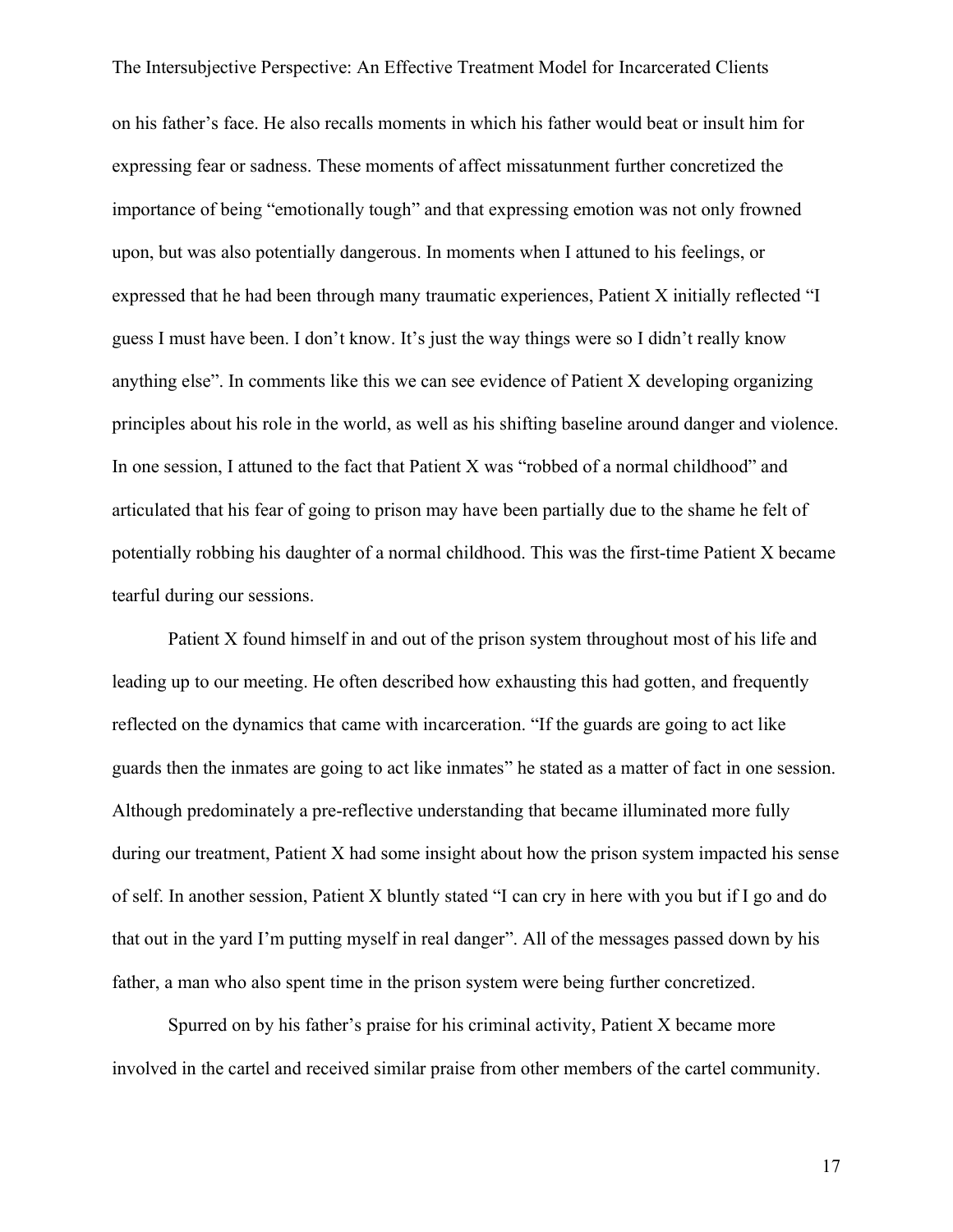on his father's face. He also recalls moments in which his father would beat or insult him for expressing fear or sadness. These moments of affect missatunment further concretized the importance of being "emotionally tough" and that expressing emotion was not only frowned upon, but was also potentially dangerous. In moments when I attuned to his feelings, or expressed that he had been through many traumatic experiences, Patient X initially reflected "I guess I must have been. I don't know. It's just the way things were so I didn't really know anything else". In comments like this we can see evidence of Patient X developing organizing principles about his role in the world, as well as his shifting baseline around danger and violence. In one session, I attuned to the fact that Patient X was "robbed of a normal childhood" and articulated that his fear of going to prison may have been partially due to the shame he felt of potentially robbing his daughter of a normal childhood. This was the first-time Patient X became tearful during our sessions.

Patient X found himself in and out of the prison system throughout most of his life and leading up to our meeting. He often described how exhausting this had gotten, and frequently reflected on the dynamics that came with incarceration. "If the guards are going to act like guards then the inmates are going to act like inmates" he stated as a matter of fact in one session. Although predominately a pre-reflective understanding that became illuminated more fully during our treatment, Patient X had some insight about how the prison system impacted his sense of self. In another session, Patient X bluntly stated "I can cry in here with you but if I go and do that out in the yard I'm putting myself in real danger". All of the messages passed down by his father, a man who also spent time in the prison system were being further concretized.

Spurred on by his father's praise for his criminal activity, Patient X became more involved in the cartel and received similar praise from other members of the cartel community.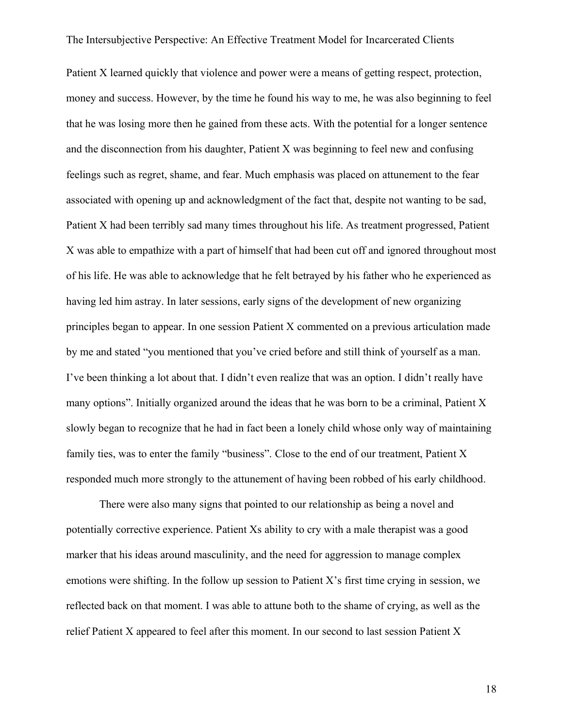Patient X learned quickly that violence and power were a means of getting respect, protection, money and success. However, by the time he found his way to me, he was also beginning to feel that he was losing more then he gained from these acts. With the potential for a longer sentence and the disconnection from his daughter, Patient X was beginning to feel new and confusing feelings such as regret, shame, and fear. Much emphasis was placed on attunement to the fear associated with opening up and acknowledgment of the fact that, despite not wanting to be sad, Patient X had been terribly sad many times throughout his life. As treatment progressed, Patient X was able to empathize with a part of himself that had been cut off and ignored throughout most of his life. He was able to acknowledge that he felt betrayed by his father who he experienced as having led him astray. In later sessions, early signs of the development of new organizing principles began to appear. In one session Patient X commented on a previous articulation made by me and stated "you mentioned that you've cried before and still think of yourself as a man. I've been thinking a lot about that. I didn't even realize that was an option. I didn't really have many options". Initially organized around the ideas that he was born to be a criminal, Patient X slowly began to recognize that he had in fact been a lonely child whose only way of maintaining family ties, was to enter the family "business". Close to the end of our treatment, Patient X responded much more strongly to the attunement of having been robbed of his early childhood.

There were also many signs that pointed to our relationship as being a novel and potentially corrective experience. Patient Xs ability to cry with a male therapist was a good marker that his ideas around masculinity, and the need for aggression to manage complex emotions were shifting. In the follow up session to Patient X's first time crying in session, we reflected back on that moment. I was able to attune both to the shame of crying, as well as the relief Patient X appeared to feel after this moment. In our second to last session Patient X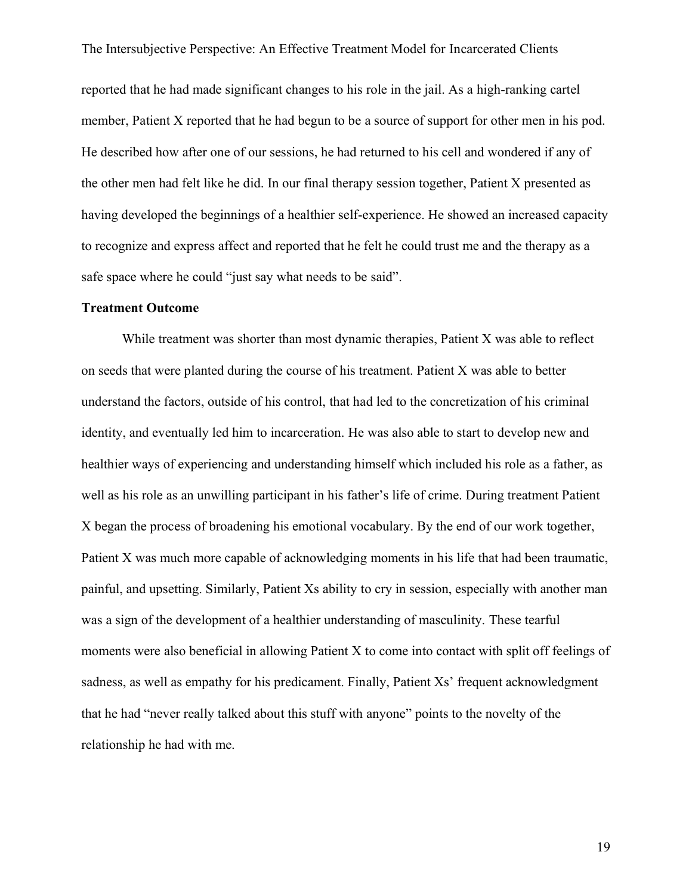reported that he had made significant changes to his role in the jail. As a high-ranking cartel member, Patient X reported that he had begun to be a source of support for other men in his pod. He described how after one of our sessions, he had returned to his cell and wondered if any of the other men had felt like he did. In our final therapy session together, Patient X presented as having developed the beginnings of a healthier self-experience. He showed an increased capacity to recognize and express affect and reported that he felt he could trust me and the therapy as a safe space where he could "just say what needs to be said".

**Treatment Outcome**

While treatment was shorter than most dynamic therapies, Patient X was able to reflect on seeds that were planted during the course of his treatment. Patient X was able to better understand the factors, outside of his control, that had led to the concretization of his criminal identity, and eventually led him to incarceration. He was also able to start to develop new and healthier ways of experiencing and understanding himself which included his role as a father, as well as his role as an unwilling participant in his father's life of crime. During treatment Patient X began the process of broadening his emotional vocabulary. By the end of our work together, Patient X was much more capable of acknowledging moments in his life that had been traumatic, painful, and upsetting. Similarly, Patient Xs ability to cry in session, especially with another man was a sign of the development of a healthier understanding of masculinity. These tearful moments were also beneficial in allowing Patient X to come into contact with split off feelings of sadness, as well as empathy for his predicament. Finally, Patient Xs' frequent acknowledgment that he had "never really talked about this stuff with anyone" points to the novelty of the relationship he had with me.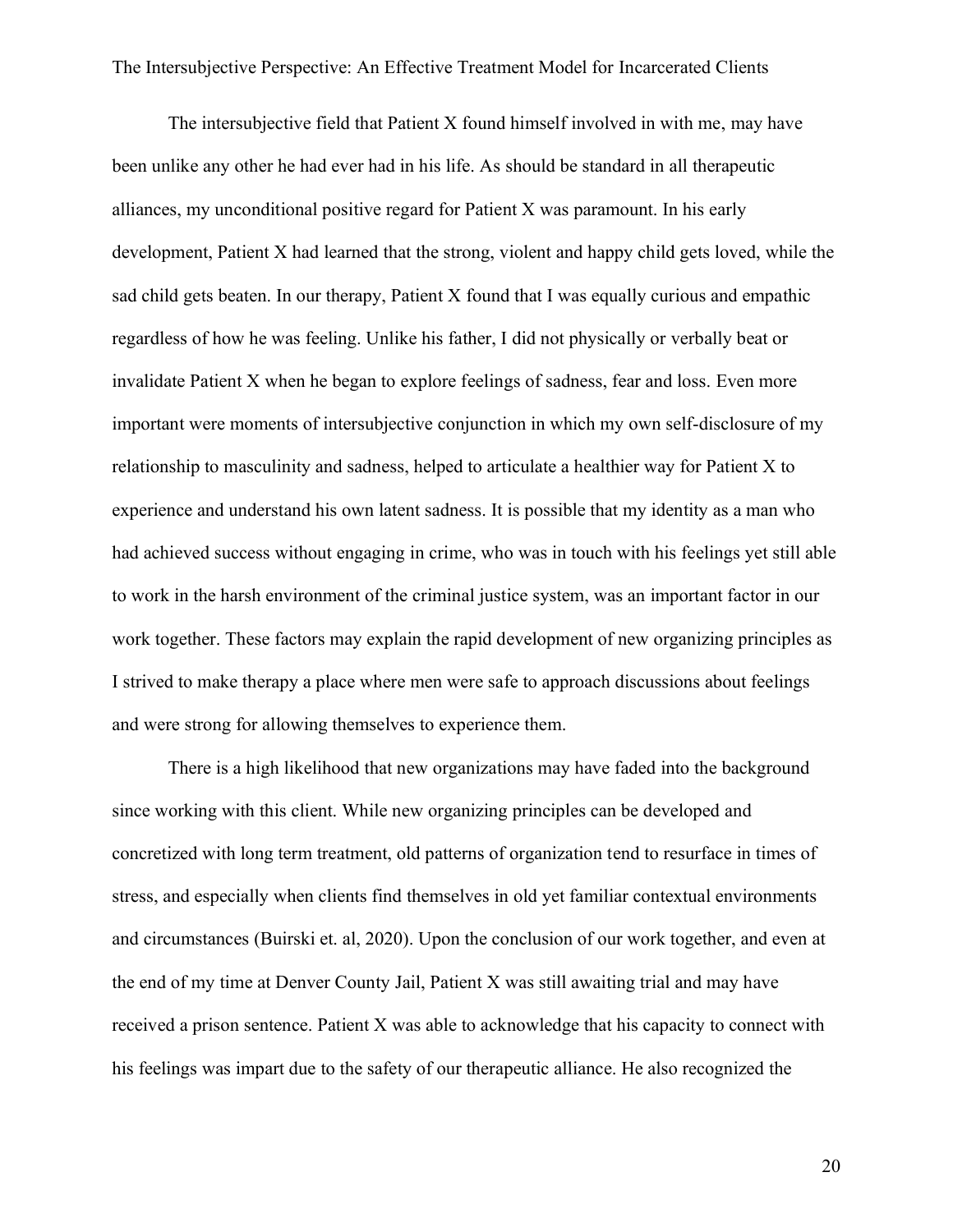The intersubjective field that Patient X found himself involved in with me, may have been unlike any other he had ever had in his life. As should be standard in all therapeutic alliances, my unconditional positive regard for Patient X was paramount. In his early development, Patient X had learned that the strong, violent and happy child gets loved, while the sad child gets beaten. In our therapy, Patient X found that I was equally curious and empathic regardless of how he was feeling. Unlike his father, I did not physically or verbally beat or invalidate Patient X when he began to explore feelings of sadness, fear and loss. Even more important were moments of intersubjective conjunction in which my own self-disclosure of my relationship to masculinity and sadness, helped to articulate a healthier way for Patient X to experience and understand his own latent sadness. It is possible that my identity as a man who had achieved success without engaging in crime, who was in touch with his feelings yet still able to work in the harsh environment of the criminal justice system, was an important factor in our work together. These factors may explain the rapid development of new organizing principles as I strived to make therapy a place where men were safe to approach discussions about feelings and were strong for allowing themselves to experience them.

There is a high likelihood that new organizations may have faded into the background since working with this client. While new organizing principles can be developed and concretized with long term treatment, old patterns of organization tend to resurface in times of stress, and especially when clients find themselves in old yet familiar contextual environments and circumstances (Buirski et. al, 2020). Upon the conclusion of our work together, and even at the end of my time at Denver County Jail, Patient X was still awaiting trial and may have received a prison sentence. Patient X was able to acknowledge that his capacity to connect with his feelings was impart due to the safety of our therapeutic alliance. He also recognized the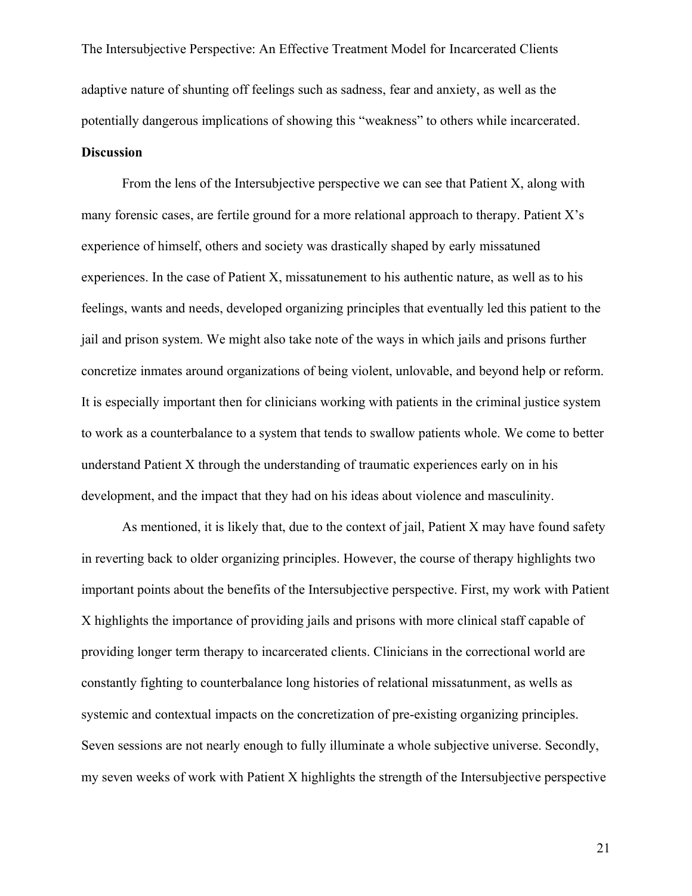adaptive nature of shunting off feelings such as sadness, fear and anxiety, as well as the potentially dangerous implications of showing this "weakness" to others while incarcerated.

**Discussion**

From the lens of the Intersubjective perspective we can see that Patient X, along with many forensic cases, are fertile ground for a more relational approach to therapy. Patient X's experience of himself, others and society was drastically shaped by early missatuned experiences. In the case of Patient X, missatunement to his authentic nature, as well as to his feelings, wants and needs, developed organizing principles that eventually led this patient to the jail and prison system. We might also take note of the ways in which jails and prisons further concretize inmates around organizations of being violent, unlovable, and beyond help or reform. It is especially important then for clinicians working with patients in the criminal justice system to work as a counterbalance to a system that tends to swallow patients whole. We come to better understand Patient X through the understanding of traumatic experiences early on in his development, and the impact that they had on his ideas about violence and masculinity.

As mentioned, it is likely that, due to the context of jail, Patient X may have found safety in reverting back to older organizing principles. However, the course of therapy highlights two important points about the benefits of the Intersubjective perspective. First, my work with Patient X highlights the importance of providing jails and prisons with more clinical staff capable of providing longer term therapy to incarcerated clients. Clinicians in the correctional world are constantly fighting to counterbalance long histories of relational missatunment, as wells as systemic and contextual impacts on the concretization of pre-existing organizing principles. Seven sessions are not nearly enough to fully illuminate a whole subjective universe. Secondly, my seven weeks of work with Patient X highlights the strength of the Intersubjective perspective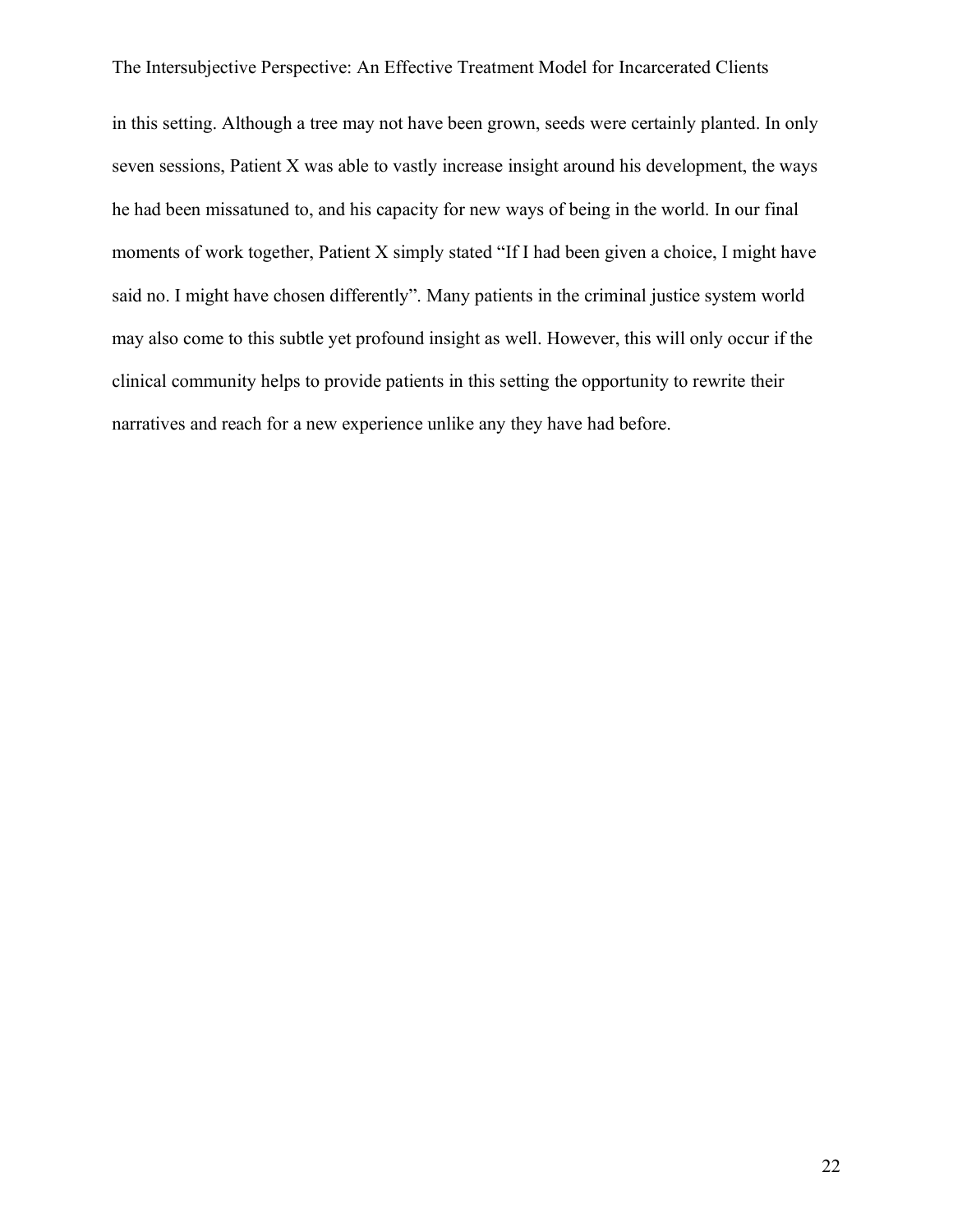in this setting. Although a tree may not have been grown, seeds were certainly planted. In only seven sessions, Patient X was able to vastly increase insight around his development, the ways he had been missatuned to, and his capacity for new ways of being in the world. In our final moments of work together, Patient X simply stated "If I had been given a choice, I might have said no. I might have chosen differently". Many patients in the criminal justice system world may also come to this subtle yet profound insight as well. However, this will only occur if the clinical community helps to provide patients in this setting the opportunity to rewrite their narratives and reach for a new experience unlike any they have had before.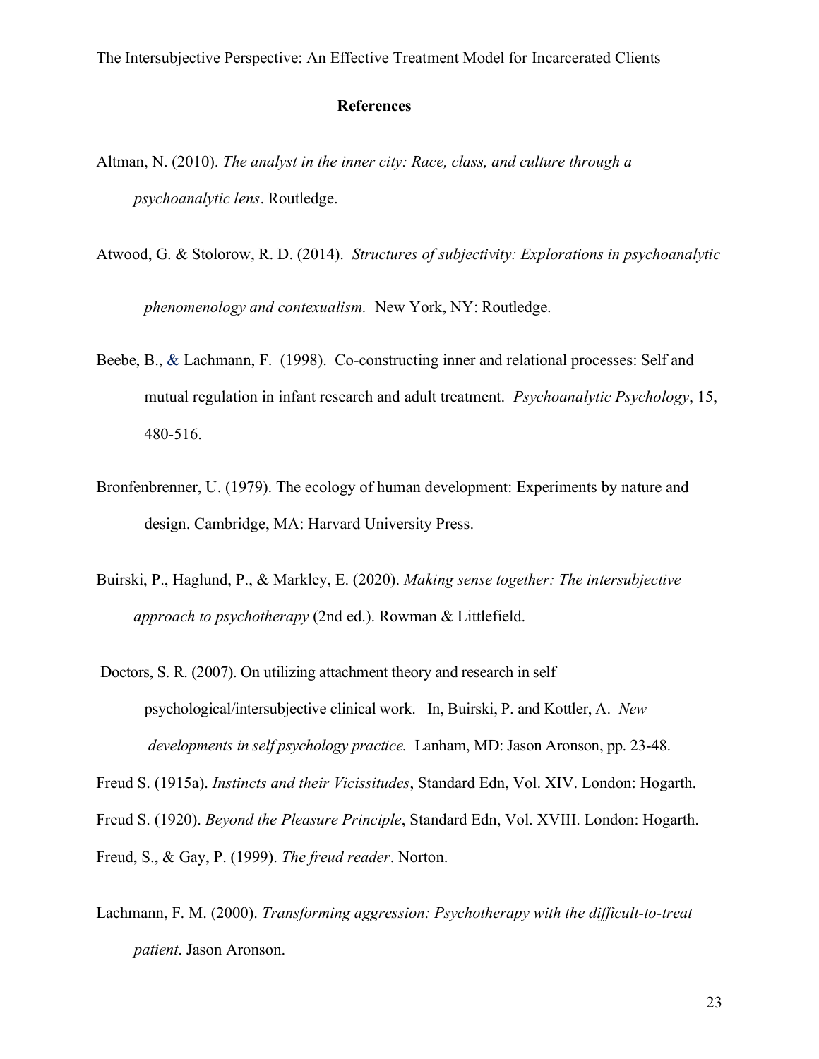## References

Altman, N. (2010). *The analyst in the inner city: Race, class, and culture through a psychoanalytic lens*. Routledge.

Atwood, G. & Stolorow, R. D. (2014). *Structures of subjectivity: Explorations in psychoanalytic phenomenology and contexualism.* New York, NY: Routledge.

Beebe, B., & Lachmann, F. (1998). Co-constructing inner and relational processes: Self and mutual regulation in infant research and adult treatment. *Psychoanalytic Psychology*, 15, 480-516.

Bronfenbrenner, U. (1979). The ecology of human development: Experiments by nature and design. Cambridge, MA: Harvard University Press.

Buirski, P., Haglund, P., & Markley, E. (2020). *Making sense together: The intersubjective approach to psychotherapy* (2nd ed.). Rowman & Littlefield.

Doctors, S. R. (2007). On utilizing attachment theory and research in self psychological/intersubjective clinical work. In, Buirski, P. and Kottler, A. *New developments in self psychology practice.* Lanham, MD: Jason Aronson, pp. 23-48.

Freud S. (1915a). *Instincts and their Vicissitudes*, Standard Edn, Vol. XIV. London: Hogarth.

Freud S. (1920). *Beyond the Pleasure Principle*, Standard Edn, Vol. XVIII. London: Hogarth.

Freud, S., & Gay, P. (1999). *The freud reader*. Norton.

Lachmann, F. M. (2000). *Transforming aggression: Psychotherapy with the difficult-to-treat patient*. Jason Aronson.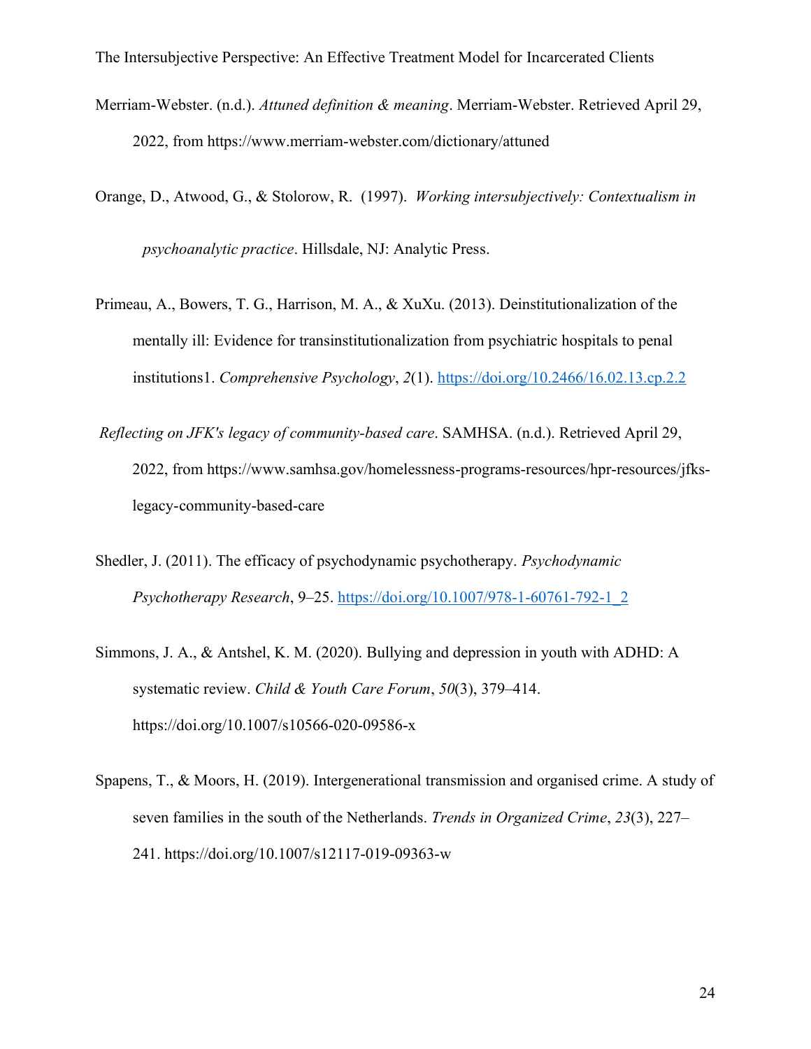Merriam-Webster. (n.d.). *Attuned definition & meaning*. Merriam-Webster. Retrieved April 29, 2022, from https://www.merriam-webster.com/dictionary/attuned

Orange, D., Atwood, G., & Stolorow, R. (1997). *Working intersubjectively: Contextualism in psychoanalytic practice*. Hillsdale, NJ: Analytic Press.

Primeau, A., Bowers, T. G., Harrison, M. A., & XuXu. (2013). Deinstitutionalization of the mentally ill: Evidence for transinstitutionalization from psychiatric hospitals to penal institutions1. *Comprehensive Psychology*, *2*(1). https://doi.org/10.2466/16.02.13.cp.2.2

*Reflecting on JFK's legacy of community-based care*. SAMHSA. (n.d.). Retrieved April 29, 2022, from https://www.samhsa.gov/homelessness-programs-resources/hpr-resources/jfks-legacy-community-based-care

Shedler, J. (2011). The efficacy of psychodynamic psychotherapy. *Psychodynamic Psychotherapy Research*, 9–25. https://doi.org/10.1007/978-1-60761-792-1_2

Simmons, J. A., & Antshel, K. M. (2020). Bullying and depression in youth with ADHD: A systematic review. *Child & Youth Care Forum*, *50*(3), 379–414. https://doi.org/10.1007/s10566-020-09586-x

Spapens, T., & Moors, H. (2019). Intergenerational transmission and organised crime. A study of seven families in the south of the Netherlands. *Trends in Organized Crime*, *23*(3), 227–241. https://doi.org/10.1007/s12117-019-09363-w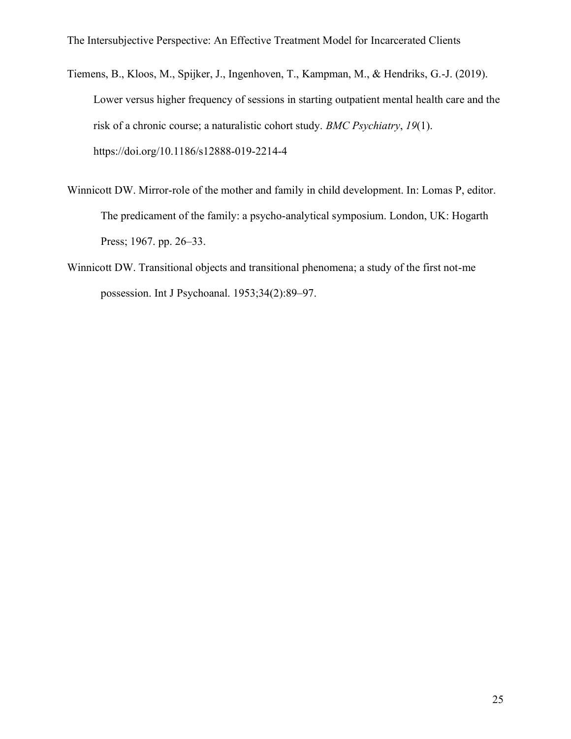Tiemens, B., Kloos, M., Spijker, J., Ingenhoven, T., Kampman, M., & Hendriks, G.-J. (2019). Lower versus higher frequency of sessions in starting outpatient mental health care and the risk of a chronic course; a naturalistic cohort study. *BMC Psychiatry*, *19*(1). https://doi.org/10.1186/s12888-019-2214-4

Winnicott DW. Mirror-role of the mother and family in child development. In: Lomas P, editor. The predicament of the family: a psycho-analytical symposium. London, UK: Hogarth Press; 1967. pp. 26–33.

Winnicott DW. Transitional objects and transitional phenomena; a study of the first not-me possession. Int J Psychoanal. 1953;34(2):89–97.